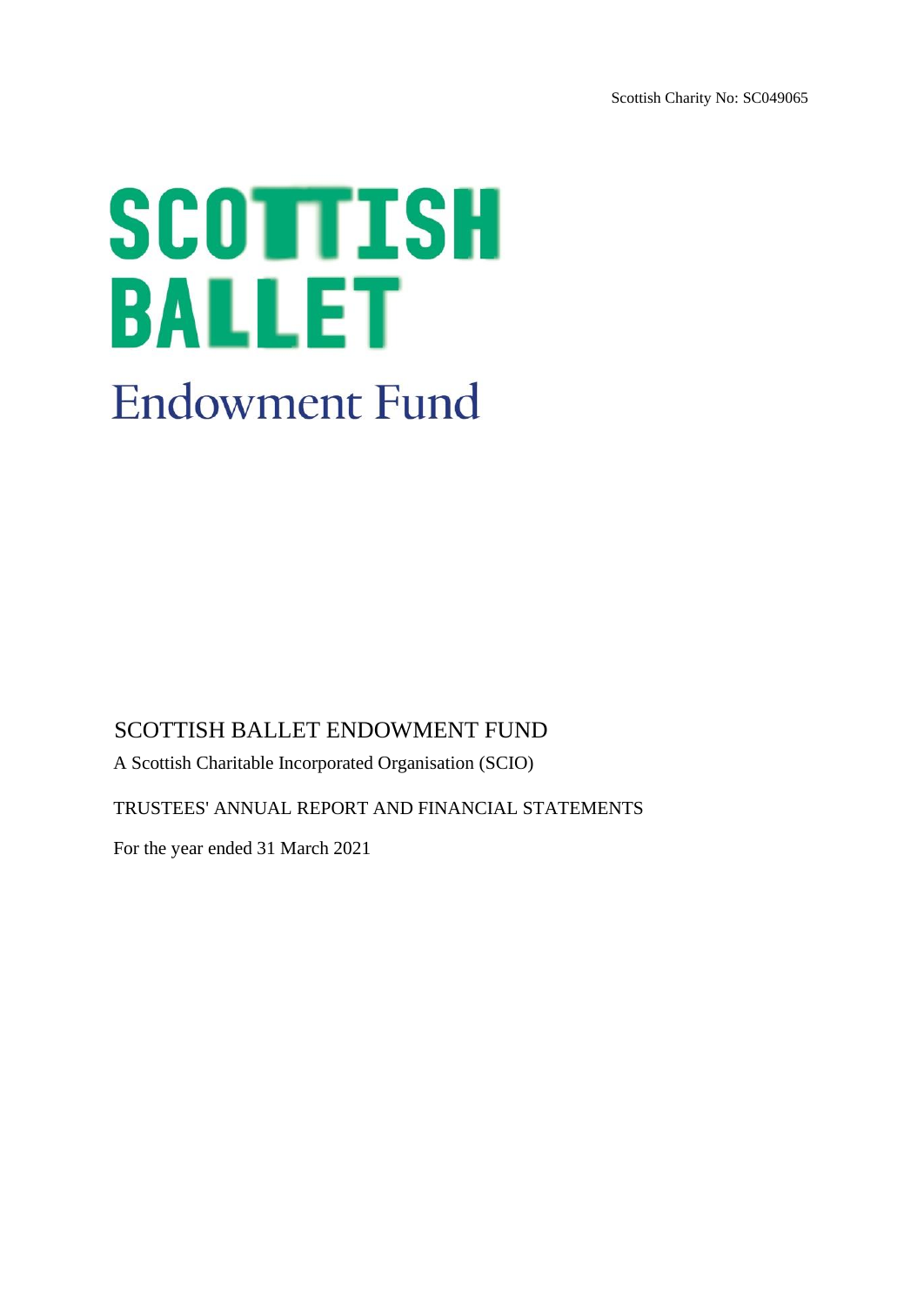Scottish Charity No: SC049065

# SCOTTISH BALLET

## Endowment Fund

SCOTTISH BALLET ENDOWMENT FUND

A Scottish Charitable Incorporated Organisation (SCIO)

TRUSTEES' ANNUAL REPORT AND FINANCIAL STATEMENTS

For the year ended 31 March 2021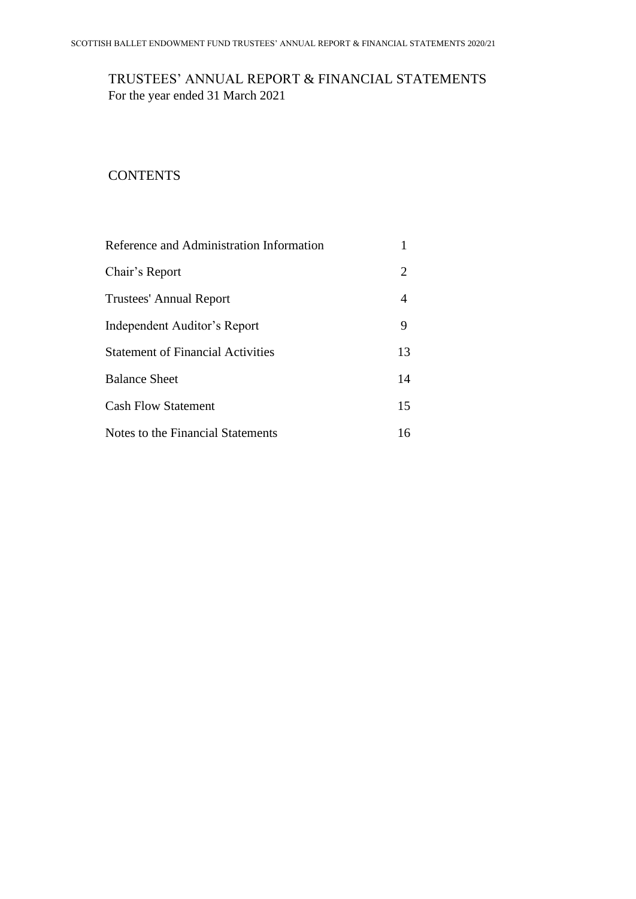# TRUSTEES' ANNUAL REPORT & FINANCIAL STATEMENTS

For the year ended 31 March 2021

## CONTENTS

| | |
|---|---|
| Reference and Administration Information | 1 |
| Chair's Report | 2 |
| Trustees' Annual Report | 4 |
| Independent Auditor's Report | 9 |
| Statement of Financial Activities | 13 |
| Balance Sheet | 14 |
| Cash Flow Statement | 15 |
| Notes to the Financial Statements | 16 |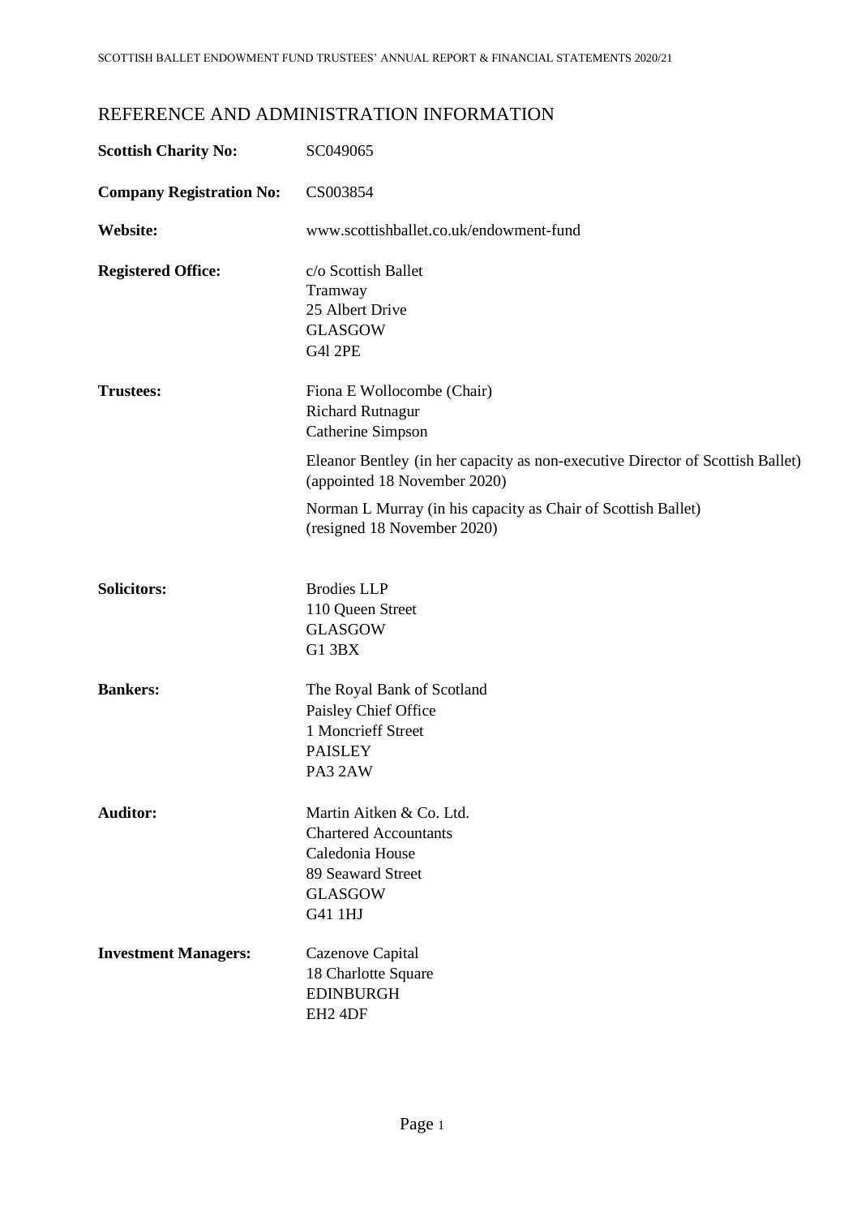# REFERENCE AND ADMINISTRATION INFORMATION

| | |
|---|---|
| **Scottish Charity No:** | SC049065 |
| **Company Registration No:** | CS003854 |
| **Website:** | www.scottishballet.co.uk/endowment-fund |
| **Registered Office:** | c/o Scottish Ballet<br>Tramway<br>25 Albert Drive<br>GLASGOW<br>G4l 2PE |
| **Trustees:** | Fiona E Wollocombe (Chair)<br>Richard Rutnagur<br>Catherine Simpson<br><br>Eleanor Bentley (in her capacity as non-executive Director of Scottish Ballet) (appointed 18 November 2020)<br><br>Norman L Murray (in his capacity as Chair of Scottish Ballet) (resigned 18 November 2020) |
| **Solicitors:** | Brodies LLP<br>110 Queen Street<br>GLASGOW<br>G1 3BX |
| **Bankers:** | The Royal Bank of Scotland<br>Paisley Chief Office<br>1 Moncrieff Street<br>PAISLEY<br>PA3 2AW |
| **Auditor:** | Martin Aitken & Co. Ltd.<br>Chartered Accountants<br>Caledonia House<br>89 Seaward Street<br>GLASGOW<br>G41 1HJ |
| **Investment Managers:** | Cazenove Capital<br>18 Charlotte Square<br>EDINBURGH<br>EH2 4DF |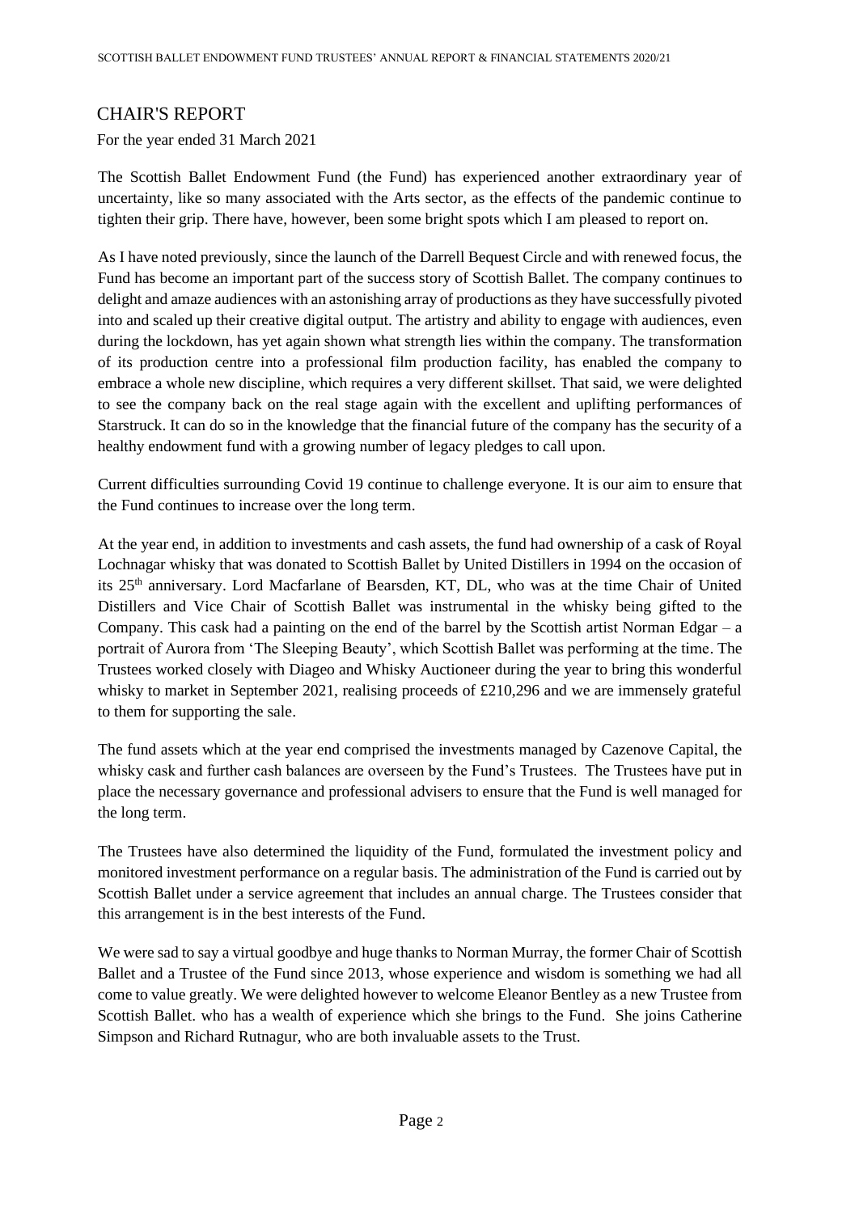## CHAIR'S REPORT

For the year ended 31 March 2021

The Scottish Ballet Endowment Fund (the Fund) has experienced another extraordinary year of uncertainty, like so many associated with the Arts sector, as the effects of the pandemic continue to tighten their grip. There have, however, been some bright spots which I am pleased to report on.

As I have noted previously, since the launch of the Darrell Bequest Circle and with renewed focus, the Fund has become an important part of the success story of Scottish Ballet. The company continues to delight and amaze audiences with an astonishing array of productions as they have successfully pivoted into and scaled up their creative digital output. The artistry and ability to engage with audiences, even during the lockdown, has yet again shown what strength lies within the company. The transformation of its production centre into a professional film production facility, has enabled the company to embrace a whole new discipline, which requires a very different skillset. That said, we were delighted to see the company back on the real stage again with the excellent and uplifting performances of Starstruck. It can do so in the knowledge that the financial future of the company has the security of a healthy endowment fund with a growing number of legacy pledges to call upon.

Current difficulties surrounding Covid 19 continue to challenge everyone. It is our aim to ensure that the Fund continues to increase over the long term.

At the year end, in addition to investments and cash assets, the fund had ownership of a cask of Royal Lochnagar whisky that was donated to Scottish Ballet by United Distillers in 1994 on the occasion of its 25th anniversary. Lord Macfarlane of Bearsden, KT, DL, who was at the time Chair of United Distillers and Vice Chair of Scottish Ballet was instrumental in the whisky being gifted to the Company. This cask had a painting on the end of the barrel by the Scottish artist Norman Edgar – a portrait of Aurora from 'The Sleeping Beauty', which Scottish Ballet was performing at the time. The Trustees worked closely with Diageo and Whisky Auctioneer during the year to bring this wonderful whisky to market in September 2021, realising proceeds of £210,296 and we are immensely grateful to them for supporting the sale.

The fund assets which at the year end comprised the investments managed by Cazenove Capital, the whisky cask and further cash balances are overseen by the Fund's Trustees. The Trustees have put in place the necessary governance and professional advisers to ensure that the Fund is well managed for the long term.

The Trustees have also determined the liquidity of the Fund, formulated the investment policy and monitored investment performance on a regular basis. The administration of the Fund is carried out by Scottish Ballet under a service agreement that includes an annual charge. The Trustees consider that this arrangement is in the best interests of the Fund.

We were sad to say a virtual goodbye and huge thanks to Norman Murray, the former Chair of Scottish Ballet and a Trustee of the Fund since 2013, whose experience and wisdom is something we had all come to value greatly. We were delighted however to welcome Eleanor Bentley as a new Trustee from Scottish Ballet. who has a wealth of experience which she brings to the Fund. She joins Catherine Simpson and Richard Rutnagur, who are both invaluable assets to the Trust.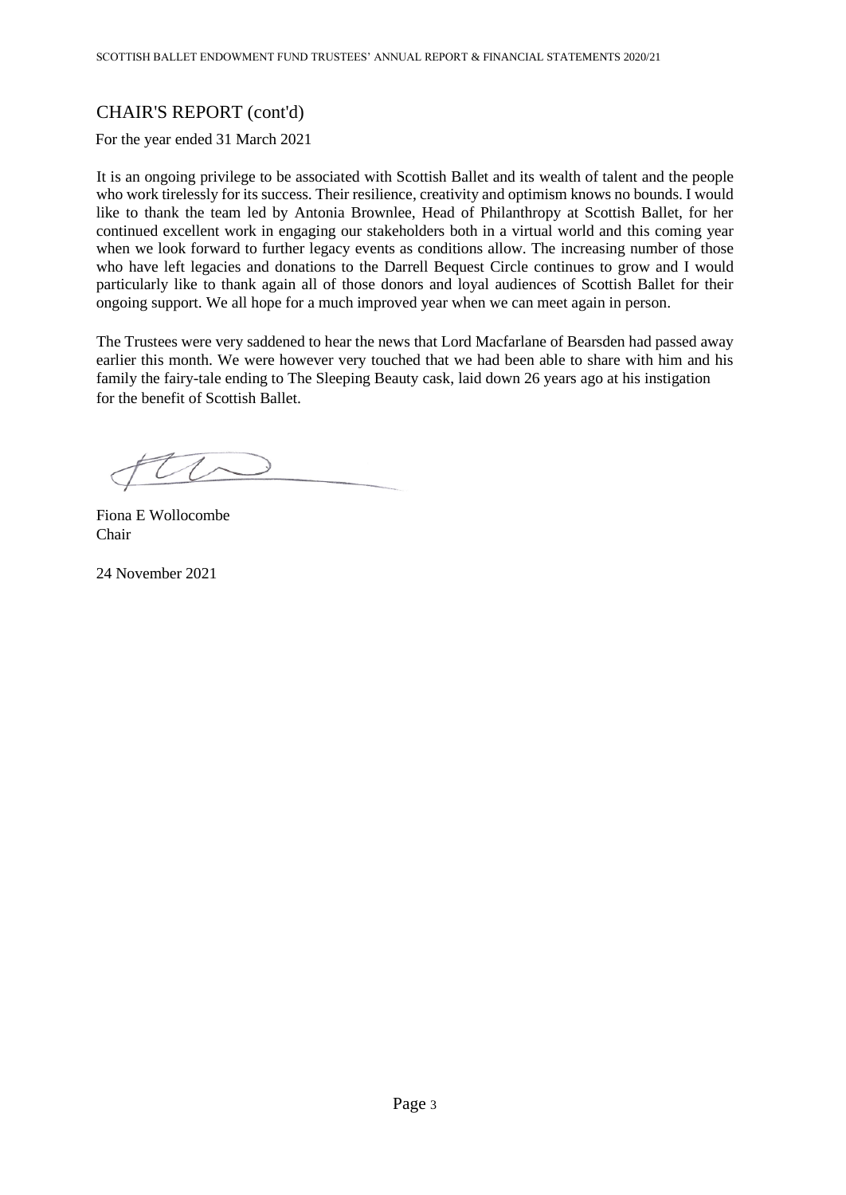## CHAIR'S REPORT (cont'd)

For the year ended 31 March 2021

It is an ongoing privilege to be associated with Scottish Ballet and its wealth of talent and the people who work tirelessly for its success. Their resilience, creativity and optimism knows no bounds. I would like to thank the team led by Antonia Brownlee, Head of Philanthropy at Scottish Ballet, for her continued excellent work in engaging our stakeholders both in a virtual world and this coming year when we look forward to further legacy events as conditions allow. The increasing number of those who have left legacies and donations to the Darrell Bequest Circle continues to grow and I would particularly like to thank again all of those donors and loyal audiences of Scottish Ballet for their ongoing support. We all hope for a much improved year when we can meet again in person.

The Trustees were very saddened to hear the news that Lord Macfarlane of Bearsden had passed away earlier this month. We were however very touched that we had been able to share with him and his family the fairy-tale ending to The Sleeping Beauty cask, laid down 26 years ago at his instigation for the benefit of Scottish Ballet.

Fiona E Wollocombe
Chair

24 November 2021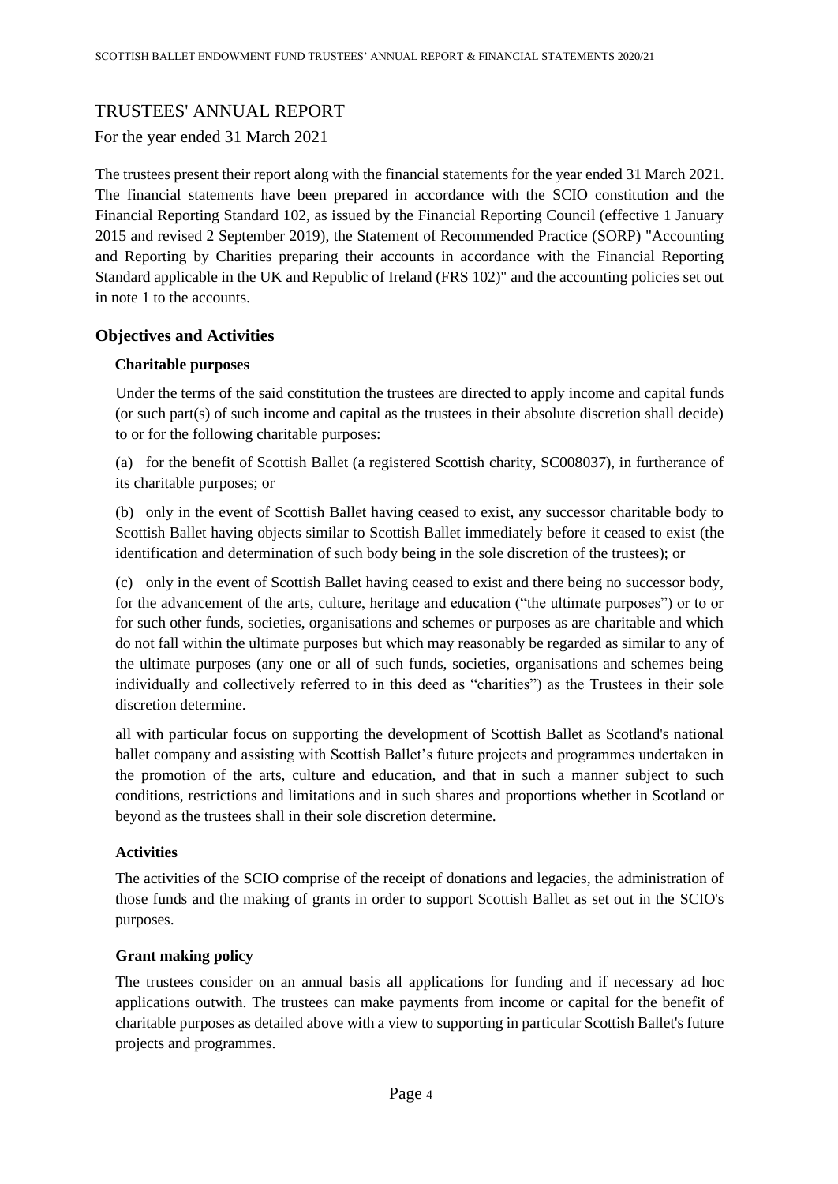# TRUSTEES' ANNUAL REPORT

For the year ended 31 March 2021

The trustees present their report along with the financial statements for the year ended 31 March 2021. The financial statements have been prepared in accordance with the SCIO constitution and the Financial Reporting Standard 102, as issued by the Financial Reporting Council (effective 1 January 2015 and revised 2 September 2019), the Statement of Recommended Practice (SORP) "Accounting and Reporting by Charities preparing their accounts in accordance with the Financial Reporting Standard applicable in the UK and Republic of Ireland (FRS 102)" and the accounting policies set out in note 1 to the accounts.

## Objectives and Activities

### Charitable purposes

Under the terms of the said constitution the trustees are directed to apply income and capital funds (or such part(s) of such income and capital as the trustees in their absolute discretion shall decide) to or for the following charitable purposes:

(a) for the benefit of Scottish Ballet (a registered Scottish charity, SC008037), in furtherance of its charitable purposes; or

(b) only in the event of Scottish Ballet having ceased to exist, any successor charitable body to Scottish Ballet having objects similar to Scottish Ballet immediately before it ceased to exist (the identification and determination of such body being in the sole discretion of the trustees); or

(c) only in the event of Scottish Ballet having ceased to exist and there being no successor body, for the advancement of the arts, culture, heritage and education ("the ultimate purposes") or to or for such other funds, societies, organisations and schemes or purposes as are charitable and which do not fall within the ultimate purposes but which may reasonably be regarded as similar to any of the ultimate purposes (any one or all of such funds, societies, organisations and schemes being individually and collectively referred to in this deed as "charities") as the Trustees in their sole discretion determine.

all with particular focus on supporting the development of Scottish Ballet as Scotland's national ballet company and assisting with Scottish Ballet's future projects and programmes undertaken in the promotion of the arts, culture and education, and that in such a manner subject to such conditions, restrictions and limitations and in such shares and proportions whether in Scotland or beyond as the trustees shall in their sole discretion determine.

### Activities

The activities of the SCIO comprise of the receipt of donations and legacies, the administration of those funds and the making of grants in order to support Scottish Ballet as set out in the SCIO's purposes.

### Grant making policy

The trustees consider on an annual basis all applications for funding and if necessary ad hoc applications outwith. The trustees can make payments from income or capital for the benefit of charitable purposes as detailed above with a view to supporting in particular Scottish Ballet's future projects and programmes.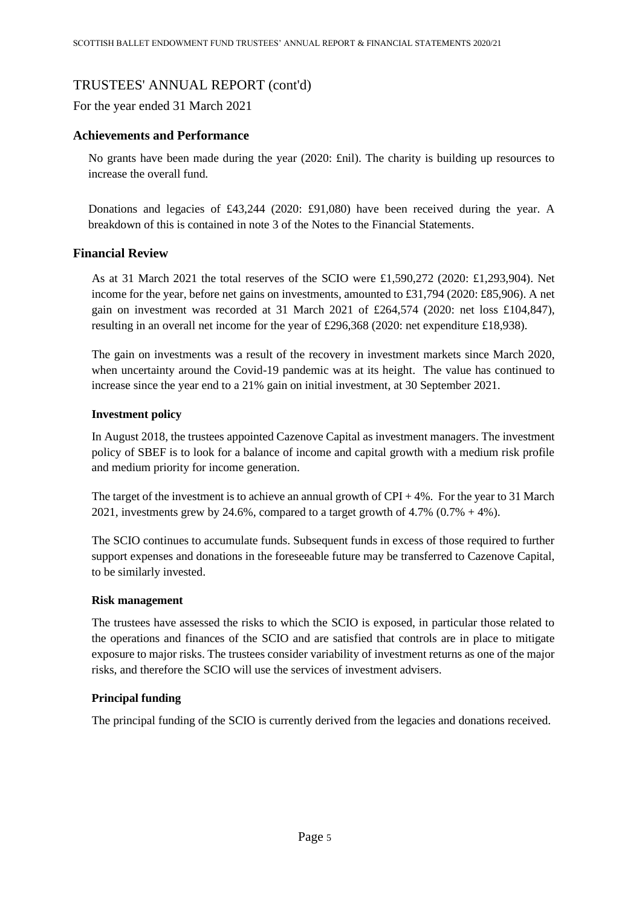# TRUSTEES' ANNUAL REPORT (cont'd)

For the year ended 31 March 2021

## Achievements and Performance

No grants have been made during the year (2020: £nil). The charity is building up resources to increase the overall fund.

Donations and legacies of £43,244 (2020: £91,080) have been received during the year. A breakdown of this is contained in note 3 of the Notes to the Financial Statements.

## Financial Review

As at 31 March 2021 the total reserves of the SCIO were £1,590,272 (2020: £1,293,904). Net income for the year, before net gains on investments, amounted to £31,794 (2020: £85,906). A net gain on investment was recorded at 31 March 2021 of £264,574 (2020: net loss £104,847), resulting in an overall net income for the year of £296,368 (2020: net expenditure £18,938).

The gain on investments was a result of the recovery in investment markets since March 2020, when uncertainty around the Covid-19 pandemic was at its height. The value has continued to increase since the year end to a 21% gain on initial investment, at 30 September 2021.

### Investment policy

In August 2018, the trustees appointed Cazenove Capital as investment managers. The investment policy of SBEF is to look for a balance of income and capital growth with a medium risk profile and medium priority for income generation.

The target of the investment is to achieve an annual growth of CPI + 4%. For the year to 31 March 2021, investments grew by 24.6%, compared to a target growth of 4.7% (0.7% + 4%).

The SCIO continues to accumulate funds. Subsequent funds in excess of those required to further support expenses and donations in the foreseeable future may be transferred to Cazenove Capital, to be similarly invested.

### Risk management

The trustees have assessed the risks to which the SCIO is exposed, in particular those related to the operations and finances of the SCIO and are satisfied that controls are in place to mitigate exposure to major risks. The trustees consider variability of investment returns as one of the major risks, and therefore the SCIO will use the services of investment advisers.

### Principal funding

The principal funding of the SCIO is currently derived from the legacies and donations received.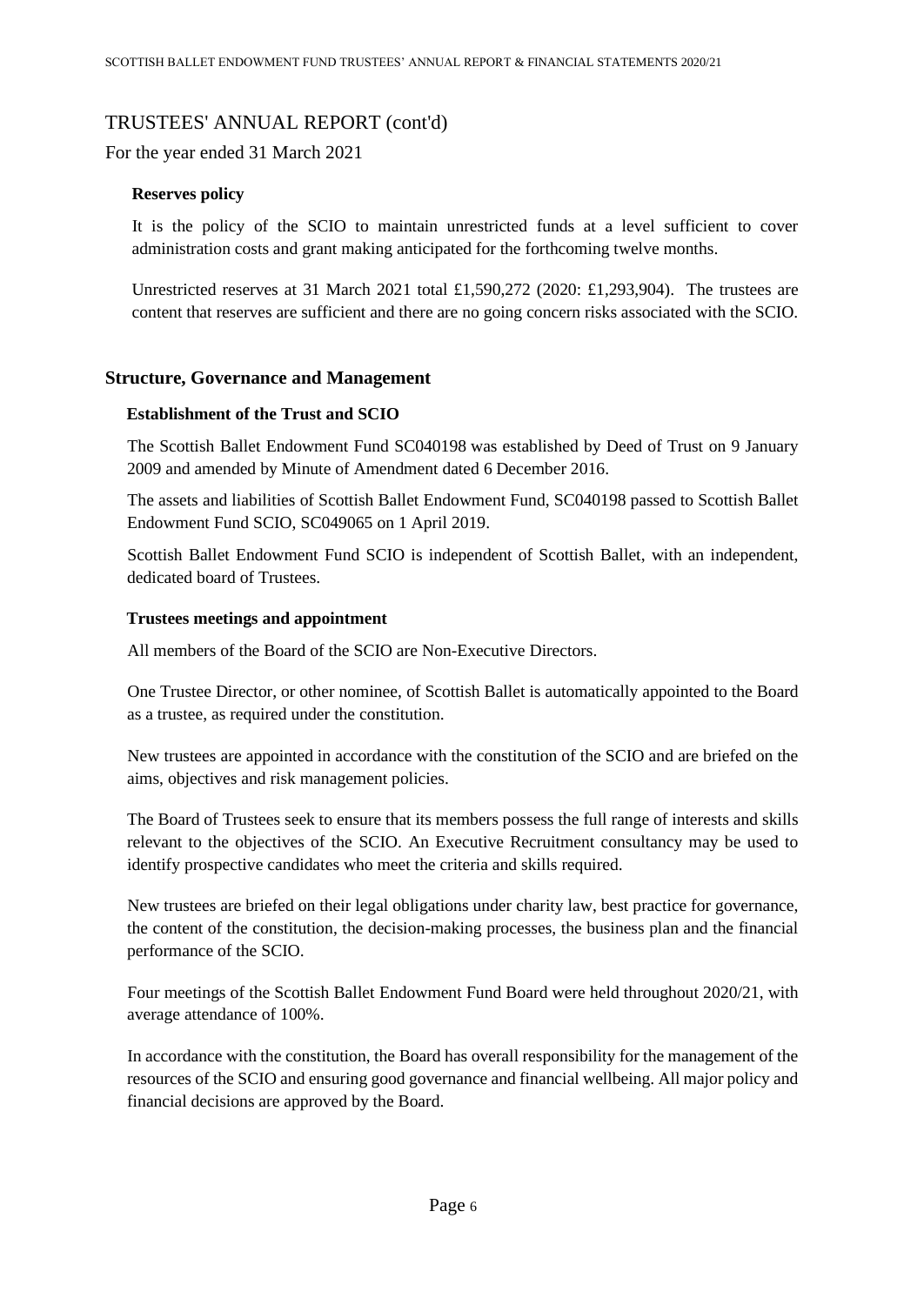# TRUSTEES' ANNUAL REPORT (cont'd)

For the year ended 31 March 2021

### Reserves policy

It is the policy of the SCIO to maintain unrestricted funds at a level sufficient to cover administration costs and grant making anticipated for the forthcoming twelve months.

Unrestricted reserves at 31 March 2021 total £1,590,272 (2020: £1,293,904). The trustees are content that reserves are sufficient and there are no going concern risks associated with the SCIO.

## Structure, Governance and Management

### Establishment of the Trust and SCIO

The Scottish Ballet Endowment Fund SC040198 was established by Deed of Trust on 9 January 2009 and amended by Minute of Amendment dated 6 December 2016.

The assets and liabilities of Scottish Ballet Endowment Fund, SC040198 passed to Scottish Ballet Endowment Fund SCIO, SC049065 on 1 April 2019.

Scottish Ballet Endowment Fund SCIO is independent of Scottish Ballet, with an independent, dedicated board of Trustees.

### Trustees meetings and appointment

All members of the Board of the SCIO are Non-Executive Directors.

One Trustee Director, or other nominee, of Scottish Ballet is automatically appointed to the Board as a trustee, as required under the constitution.

New trustees are appointed in accordance with the constitution of the SCIO and are briefed on the aims, objectives and risk management policies.

The Board of Trustees seek to ensure that its members possess the full range of interests and skills relevant to the objectives of the SCIO. An Executive Recruitment consultancy may be used to identify prospective candidates who meet the criteria and skills required.

New trustees are briefed on their legal obligations under charity law, best practice for governance, the content of the constitution, the decision-making processes, the business plan and the financial performance of the SCIO.

Four meetings of the Scottish Ballet Endowment Fund Board were held throughout 2020/21, with average attendance of 100%.

In accordance with the constitution, the Board has overall responsibility for the management of the resources of the SCIO and ensuring good governance and financial wellbeing. All major policy and financial decisions are approved by the Board.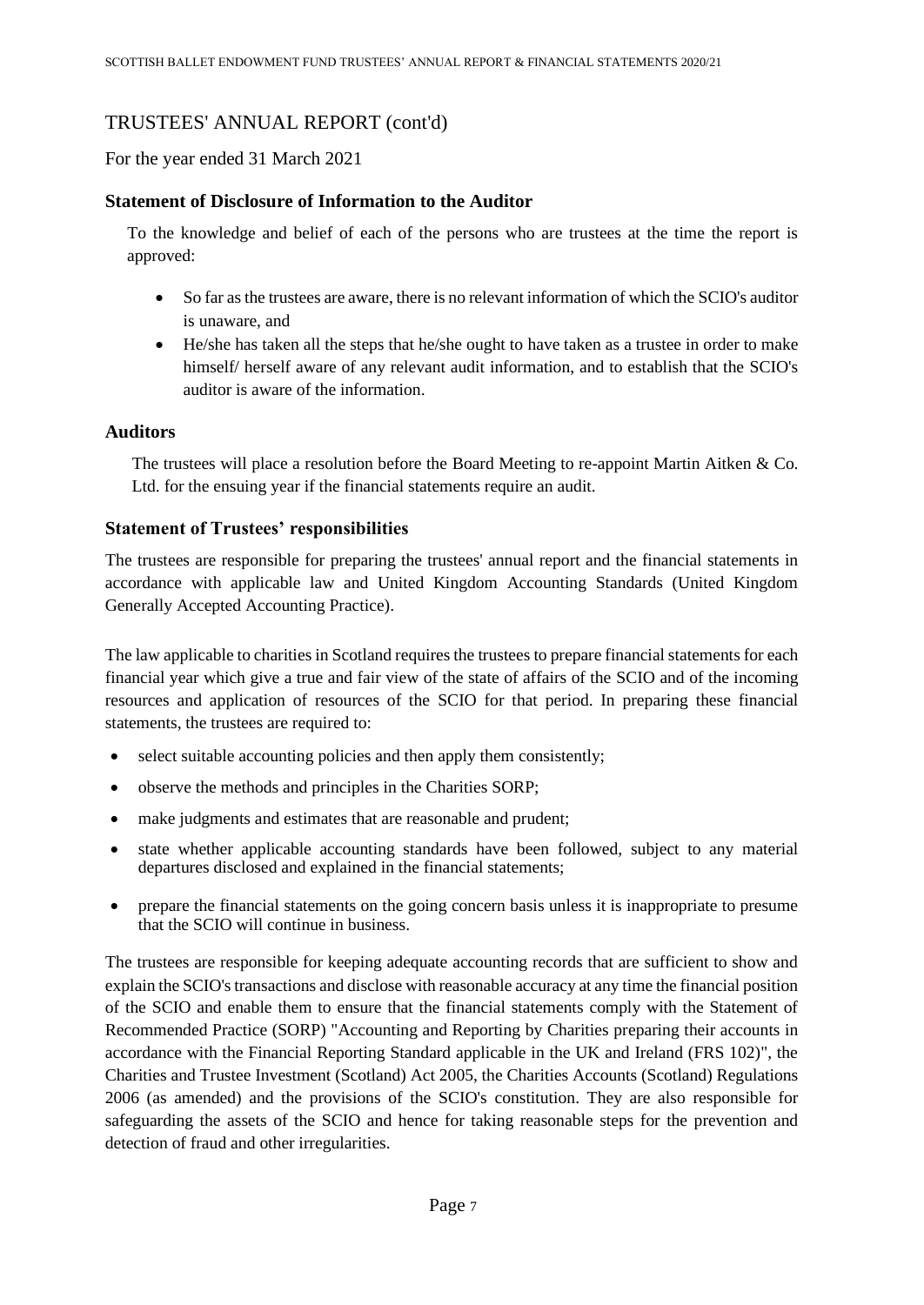## TRUSTEES' ANNUAL REPORT (cont'd)

For the year ended 31 March 2021

### Statement of Disclosure of Information to the Auditor

To the knowledge and belief of each of the persons who are trustees at the time the report is approved:

- So far as the trustees are aware, there is no relevant information of which the SCIO's auditor is unaware, and
- He/she has taken all the steps that he/she ought to have taken as a trustee in order to make himself/ herself aware of any relevant audit information, and to establish that the SCIO's auditor is aware of the information.

### Auditors

The trustees will place a resolution before the Board Meeting to re-appoint Martin Aitken & Co. Ltd. for the ensuing year if the financial statements require an audit.

### Statement of Trustees' responsibilities

The trustees are responsible for preparing the trustees' annual report and the financial statements in accordance with applicable law and United Kingdom Accounting Standards (United Kingdom Generally Accepted Accounting Practice).

The law applicable to charities in Scotland requires the trustees to prepare financial statements for each financial year which give a true and fair view of the state of affairs of the SCIO and of the incoming resources and application of resources of the SCIO for that period. In preparing these financial statements, the trustees are required to:

- select suitable accounting policies and then apply them consistently;
- observe the methods and principles in the Charities SORP;
- make judgments and estimates that are reasonable and prudent;
- state whether applicable accounting standards have been followed, subject to any material departures disclosed and explained in the financial statements;
- prepare the financial statements on the going concern basis unless it is inappropriate to presume that the SCIO will continue in business.

The trustees are responsible for keeping adequate accounting records that are sufficient to show and explain the SCIO's transactions and disclose with reasonable accuracy at any time the financial position of the SCIO and enable them to ensure that the financial statements comply with the Statement of Recommended Practice (SORP) "Accounting and Reporting by Charities preparing their accounts in accordance with the Financial Reporting Standard applicable in the UK and Ireland (FRS 102)", the Charities and Trustee Investment (Scotland) Act 2005, the Charities Accounts (Scotland) Regulations 2006 (as amended) and the provisions of the SCIO's constitution. They are also responsible for safeguarding the assets of the SCIO and hence for taking reasonable steps for the prevention and detection of fraud and other irregularities.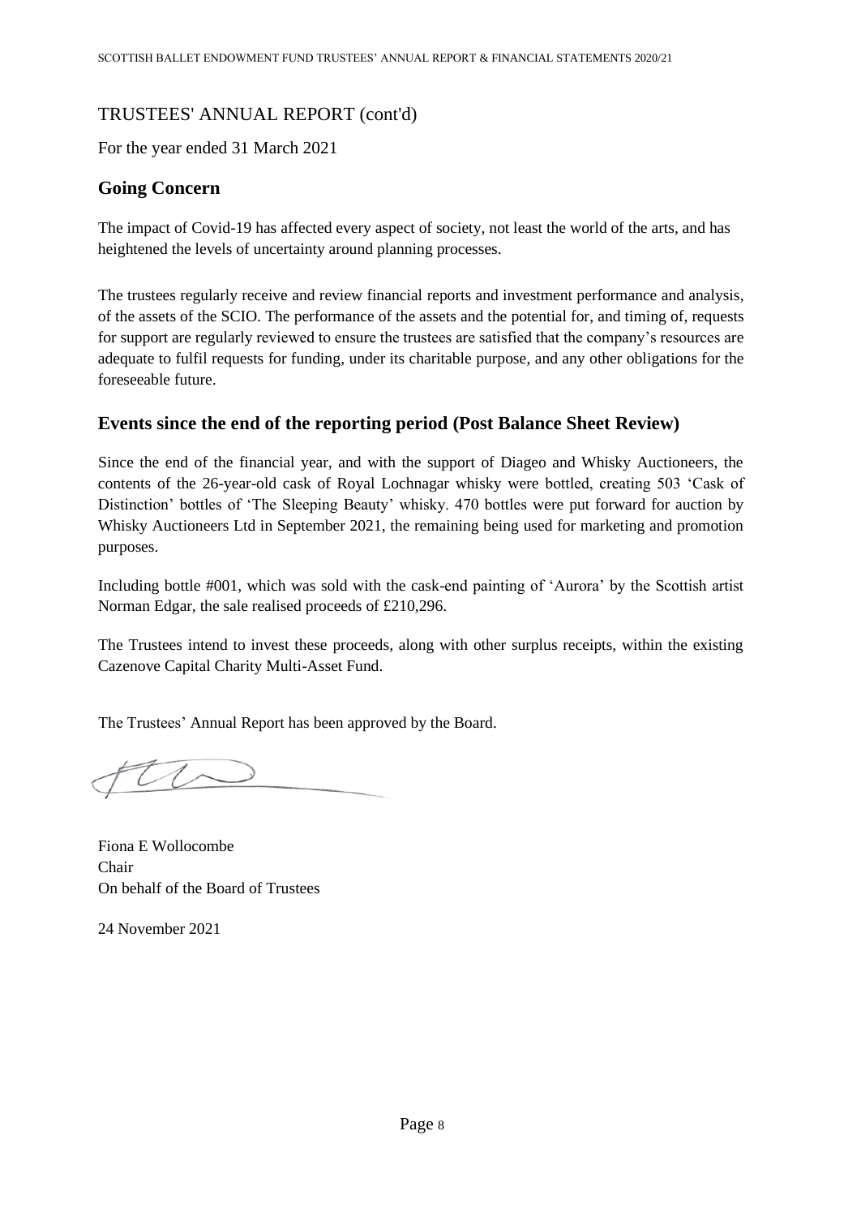## TRUSTEES' ANNUAL REPORT (cont'd)

For the year ended 31 March 2021

### Going Concern

The impact of Covid-19 has affected every aspect of society, not least the world of the arts, and has heightened the levels of uncertainty around planning processes.

The trustees regularly receive and review financial reports and investment performance and analysis, of the assets of the SCIO. The performance of the assets and the potential for, and timing of, requests for support are regularly reviewed to ensure the trustees are satisfied that the company's resources are adequate to fulfil requests for funding, under its charitable purpose, and any other obligations for the foreseeable future.

### Events since the end of the reporting period (Post Balance Sheet Review)

Since the end of the financial year, and with the support of Diageo and Whisky Auctioneers, the contents of the 26-year-old cask of Royal Lochnagar whisky were bottled, creating 503 'Cask of Distinction' bottles of 'The Sleeping Beauty' whisky. 470 bottles were put forward for auction by Whisky Auctioneers Ltd in September 2021, the remaining being used for marketing and promotion purposes.

Including bottle #001, which was sold with the cask-end painting of 'Aurora' by the Scottish artist Norman Edgar, the sale realised proceeds of £210,296.

The Trustees intend to invest these proceeds, along with other surplus receipts, within the existing Cazenove Capital Charity Multi-Asset Fund.

The Trustees' Annual Report has been approved by the Board.

Fiona E Wollocombe
Chair
On behalf of the Board of Trustees

24 November 2021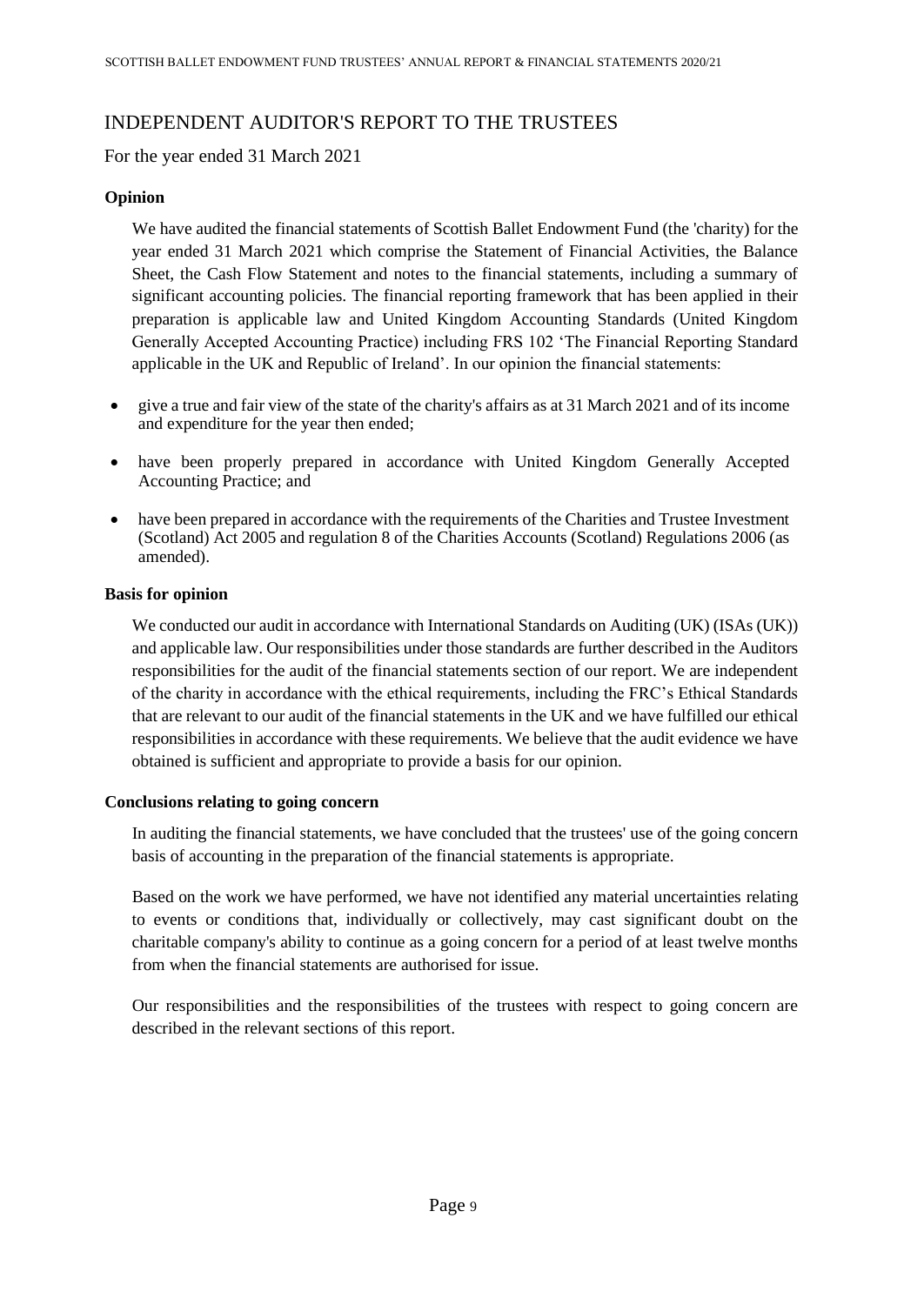# INDEPENDENT AUDITOR'S REPORT TO THE TRUSTEES

For the year ended 31 March 2021

### Opinion

We have audited the financial statements of Scottish Ballet Endowment Fund (the 'charity) for the year ended 31 March 2021 which comprise the Statement of Financial Activities, the Balance Sheet, the Cash Flow Statement and notes to the financial statements, including a summary of significant accounting policies. The financial reporting framework that has been applied in their preparation is applicable law and United Kingdom Accounting Standards (United Kingdom Generally Accepted Accounting Practice) including FRS 102 'The Financial Reporting Standard applicable in the UK and Republic of Ireland'. In our opinion the financial statements:

- give a true and fair view of the state of the charity's affairs as at 31 March 2021 and of its income and expenditure for the year then ended;
- have been properly prepared in accordance with United Kingdom Generally Accepted Accounting Practice; and
- have been prepared in accordance with the requirements of the Charities and Trustee Investment (Scotland) Act 2005 and regulation 8 of the Charities Accounts (Scotland) Regulations 2006 (as amended).

### Basis for opinion

We conducted our audit in accordance with International Standards on Auditing (UK) (ISAs (UK)) and applicable law. Our responsibilities under those standards are further described in the Auditors responsibilities for the audit of the financial statements section of our report. We are independent of the charity in accordance with the ethical requirements, including the FRC's Ethical Standards that are relevant to our audit of the financial statements in the UK and we have fulfilled our ethical responsibilities in accordance with these requirements. We believe that the audit evidence we have obtained is sufficient and appropriate to provide a basis for our opinion.

### Conclusions relating to going concern

In auditing the financial statements, we have concluded that the trustees' use of the going concern basis of accounting in the preparation of the financial statements is appropriate.

Based on the work we have performed, we have not identified any material uncertainties relating to events or conditions that, individually or collectively, may cast significant doubt on the charitable company's ability to continue as a going concern for a period of at least twelve months from when the financial statements are authorised for issue.

Our responsibilities and the responsibilities of the trustees with respect to going concern are described in the relevant sections of this report.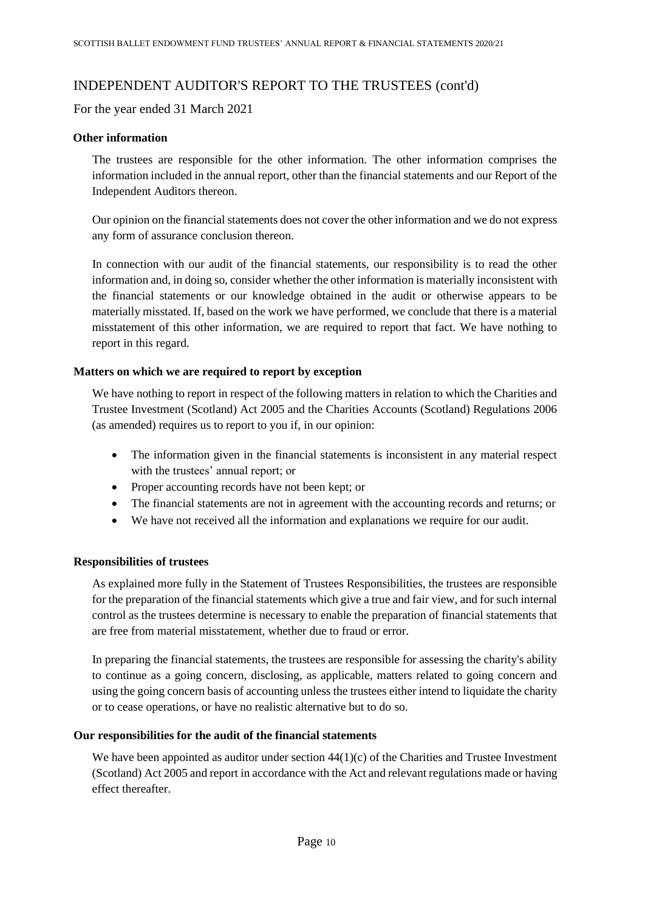## INDEPENDENT AUDITOR'S REPORT TO THE TRUSTEES (cont'd)

For the year ended 31 March 2021

### Other information

The trustees are responsible for the other information. The other information comprises the information included in the annual report, other than the financial statements and our Report of the Independent Auditors thereon.

Our opinion on the financial statements does not cover the other information and we do not express any form of assurance conclusion thereon.

In connection with our audit of the financial statements, our responsibility is to read the other information and, in doing so, consider whether the other information is materially inconsistent with the financial statements or our knowledge obtained in the audit or otherwise appears to be materially misstated. If, based on the work we have performed, we conclude that there is a material misstatement of this other information, we are required to report that fact. We have nothing to report in this regard.

### Matters on which we are required to report by exception

We have nothing to report in respect of the following matters in relation to which the Charities and Trustee Investment (Scotland) Act 2005 and the Charities Accounts (Scotland) Regulations 2006 (as amended) requires us to report to you if, in our opinion:

- The information given in the financial statements is inconsistent in any material respect with the trustees' annual report; or
- Proper accounting records have not been kept; or
- The financial statements are not in agreement with the accounting records and returns; or
- We have not received all the information and explanations we require for our audit.

### Responsibilities of trustees

As explained more fully in the Statement of Trustees Responsibilities, the trustees are responsible for the preparation of the financial statements which give a true and fair view, and for such internal control as the trustees determine is necessary to enable the preparation of financial statements that are free from material misstatement, whether due to fraud or error.

In preparing the financial statements, the trustees are responsible for assessing the charity's ability to continue as a going concern, disclosing, as applicable, matters related to going concern and using the going concern basis of accounting unless the trustees either intend to liquidate the charity or to cease operations, or have no realistic alternative but to do so.

### Our responsibilities for the audit of the financial statements

We have been appointed as auditor under section 44(1)(c) of the Charities and Trustee Investment (Scotland) Act 2005 and report in accordance with the Act and relevant regulations made or having effect thereafter.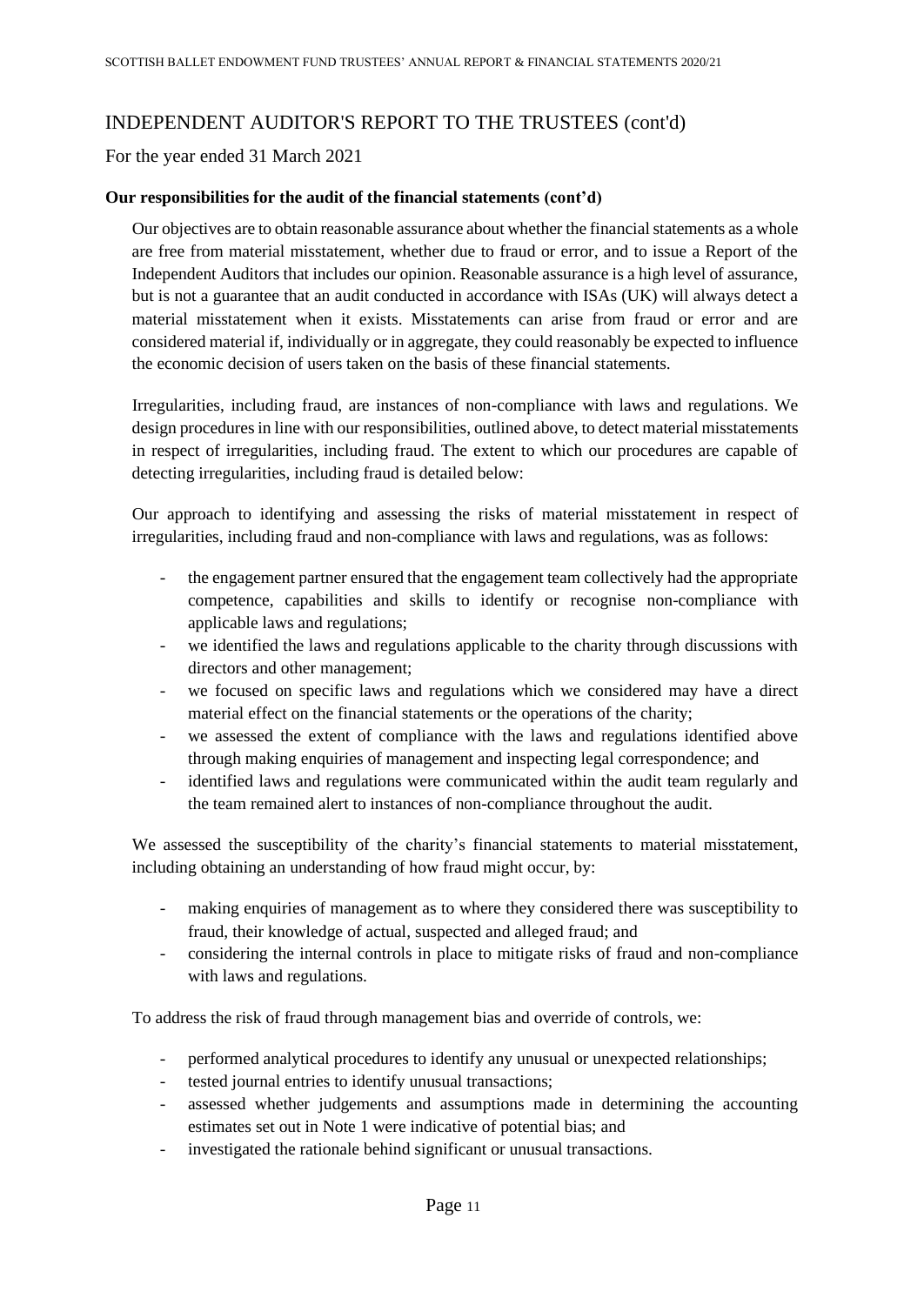# INDEPENDENT AUDITOR'S REPORT TO THE TRUSTEES (cont'd)

For the year ended 31 March 2021

**Our responsibilities for the audit of the financial statements (cont'd)**

Our objectives are to obtain reasonable assurance about whether the financial statements as a whole are free from material misstatement, whether due to fraud or error, and to issue a Report of the Independent Auditors that includes our opinion. Reasonable assurance is a high level of assurance, but is not a guarantee that an audit conducted in accordance with ISAs (UK) will always detect a material misstatement when it exists. Misstatements can arise from fraud or error and are considered material if, individually or in aggregate, they could reasonably be expected to influence the economic decision of users taken on the basis of these financial statements.

Irregularities, including fraud, are instances of non-compliance with laws and regulations. We design procedures in line with our responsibilities, outlined above, to detect material misstatements in respect of irregularities, including fraud. The extent to which our procedures are capable of detecting irregularities, including fraud is detailed below:

Our approach to identifying and assessing the risks of material misstatement in respect of irregularities, including fraud and non-compliance with laws and regulations, was as follows:

- the engagement partner ensured that the engagement team collectively had the appropriate competence, capabilities and skills to identify or recognise non-compliance with applicable laws and regulations;
- we identified the laws and regulations applicable to the charity through discussions with directors and other management;
- we focused on specific laws and regulations which we considered may have a direct material effect on the financial statements or the operations of the charity;
- we assessed the extent of compliance with the laws and regulations identified above through making enquiries of management and inspecting legal correspondence; and
- identified laws and regulations were communicated within the audit team regularly and the team remained alert to instances of non-compliance throughout the audit.

We assessed the susceptibility of the charity's financial statements to material misstatement, including obtaining an understanding of how fraud might occur, by:

- making enquiries of management as to where they considered there was susceptibility to fraud, their knowledge of actual, suspected and alleged fraud; and
- considering the internal controls in place to mitigate risks of fraud and non-compliance with laws and regulations.

To address the risk of fraud through management bias and override of controls, we:

- performed analytical procedures to identify any unusual or unexpected relationships;
- tested journal entries to identify unusual transactions;
- assessed whether judgements and assumptions made in determining the accounting estimates set out in Note 1 were indicative of potential bias; and
- investigated the rationale behind significant or unusual transactions.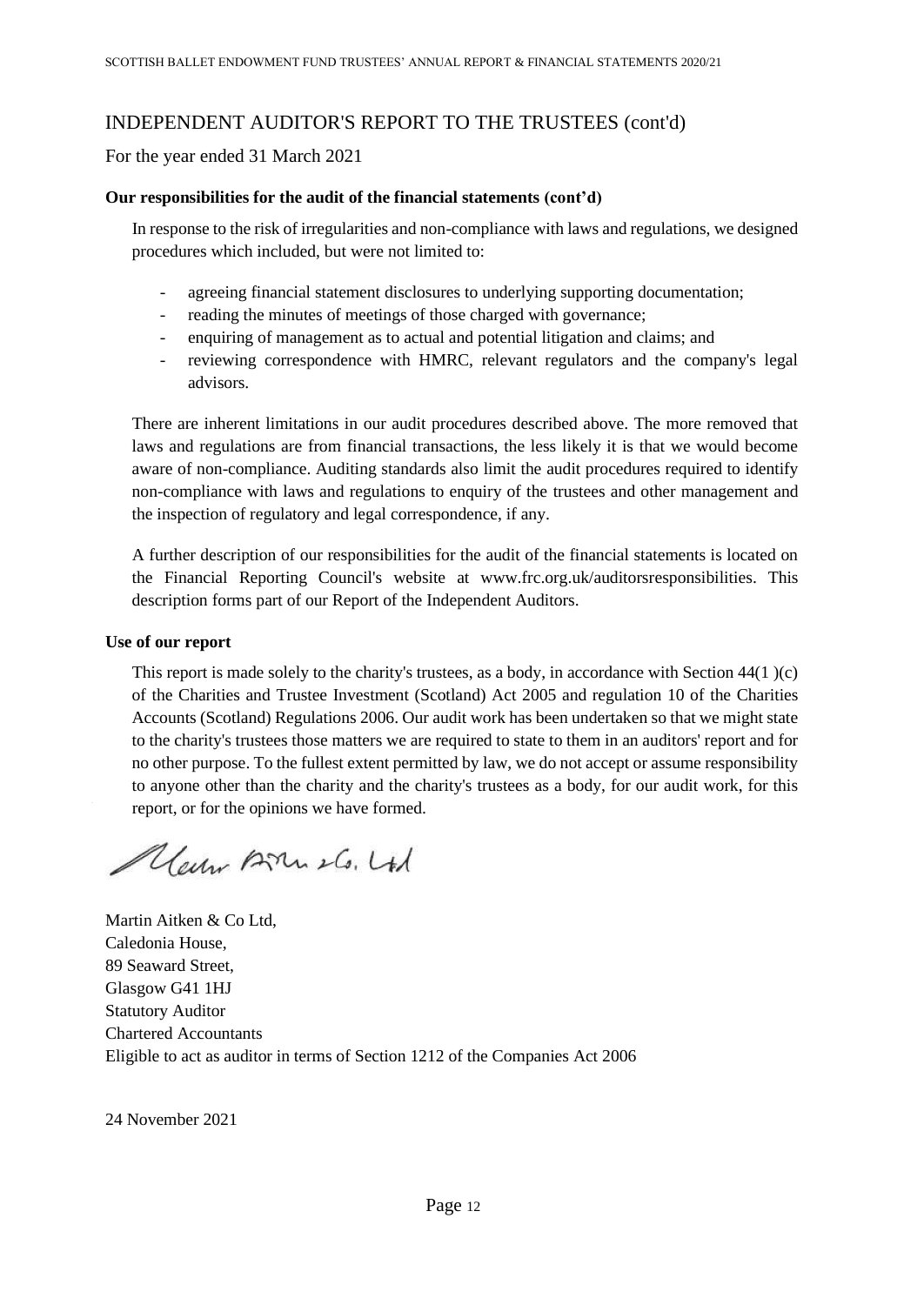## INDEPENDENT AUDITOR'S REPORT TO THE TRUSTEES (cont'd)

For the year ended 31 March 2021

**Our responsibilities for the audit of the financial statements (cont'd)**

In response to the risk of irregularities and non-compliance with laws and regulations, we designed procedures which included, but were not limited to:

- agreeing financial statement disclosures to underlying supporting documentation;
- reading the minutes of meetings of those charged with governance;
- enquiring of management as to actual and potential litigation and claims; and
- reviewing correspondence with HMRC, relevant regulators and the company's legal advisors.

There are inherent limitations in our audit procedures described above. The more removed that laws and regulations are from financial transactions, the less likely it is that we would become aware of non-compliance. Auditing standards also limit the audit procedures required to identify non-compliance with laws and regulations to enquiry of the trustees and other management and the inspection of regulatory and legal correspondence, if any.

A further description of our responsibilities for the audit of the financial statements is located on the Financial Reporting Council's website at www.frc.org.uk/auditorsresponsibilities. This description forms part of our Report of the Independent Auditors.

**Use of our report**

This report is made solely to the charity's trustees, as a body, in accordance with Section 44(1 )(c) of the Charities and Trustee Investment (Scotland) Act 2005 and regulation 10 of the Charities Accounts (Scotland) Regulations 2006. Our audit work has been undertaken so that we might state to the charity's trustees those matters we are required to state to them in an auditors' report and for no other purpose. To the fullest extent permitted by law, we do not accept or assume responsibility to anyone other than the charity and the charity's trustees as a body, for our audit work, for this report, or for the opinions we have formed.

Martin Aitken & Co Ltd,
Caledonia House,
89 Seaward Street,
Glasgow G41 1HJ
Statutory Auditor
Chartered Accountants
Eligible to act as auditor in terms of Section 1212 of the Companies Act 2006

24 November 2021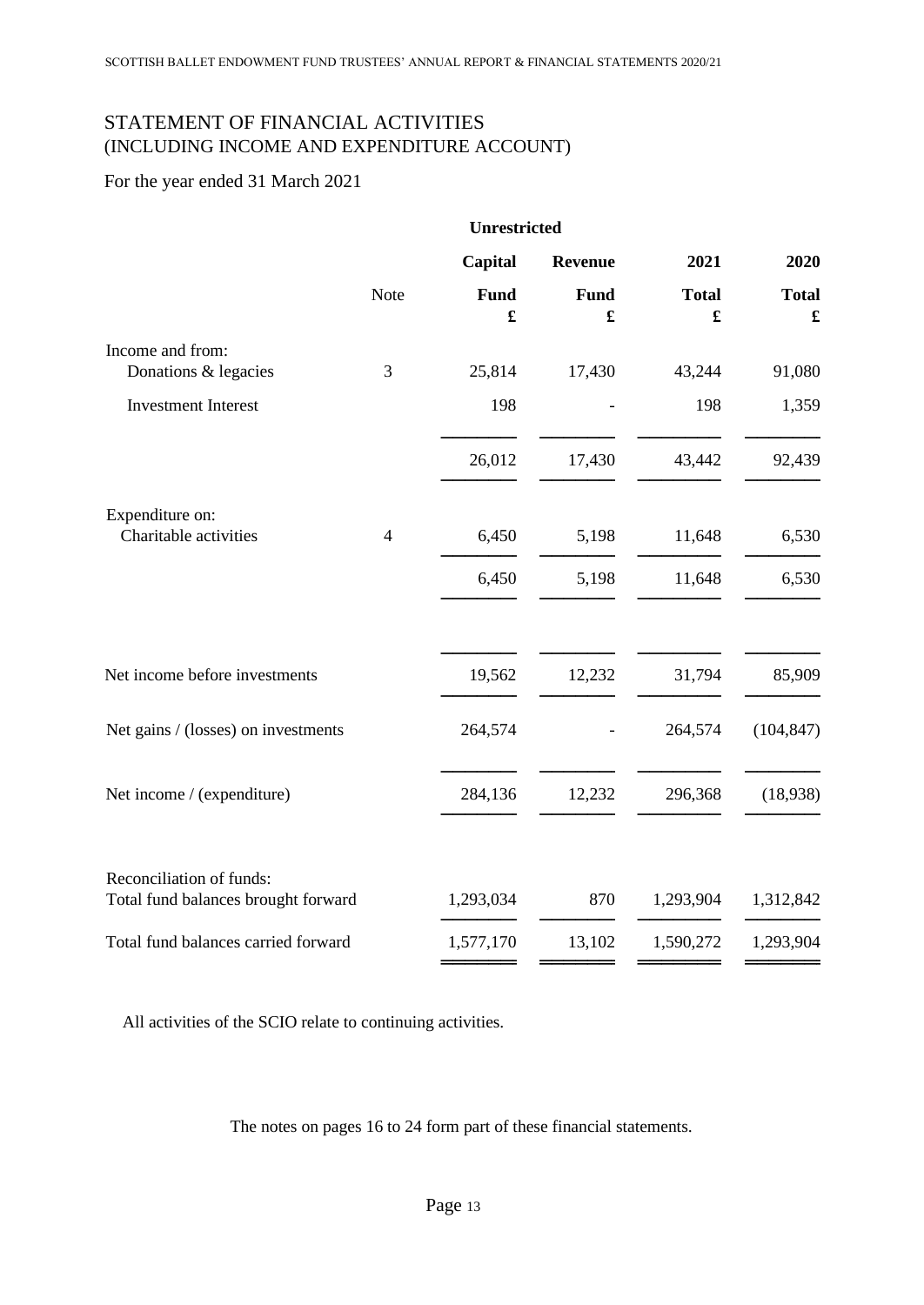# STATEMENT OF FINANCIAL ACTIVITIES (INCLUDING INCOME AND EXPENDITURE ACCOUNT)

For the year ended 31 March 2021

| | Note | Unrestricted | | 2021 | 2020 |
|---|---|---|---|---|---|
| | | Capital Fund £ | Revenue Fund £ | Total £ | Total £ |
| Income and from: | | | | | |
| Donations & legacies | 3 | 25,814 | 17,430 | 43,244 | 91,080 |
| Investment Interest | | 198 | - | 198 | 1,359 |
| | | 26,012 | 17,430 | 43,442 | 92,439 |
| Expenditure on: | | | | | |
| Charitable activities | 4 | 6,450 | 5,198 | 11,648 | 6,530 |
| | | 6,450 | 5,198 | 11,648 | 6,530 |
| Net income before investments | | 19,562 | 12,232 | 31,794 | 85,909 |
| Net gains / (losses) on investments | | 264,574 | - | 264,574 | (104,847) |
| Net income / (expenditure) | | 284,136 | 12,232 | 296,368 | (18,938) |
| Reconciliation of funds: | | | | | |
| Total fund balances brought forward | | 1,293,034 | 870 | 1,293,904 | 1,312,842 |
| Total fund balances carried forward | | 1,577,170 | 13,102 | 1,590,272 | 1,293,904 |

All activities of the SCIO relate to continuing activities.

The notes on pages 16 to 24 form part of these financial statements.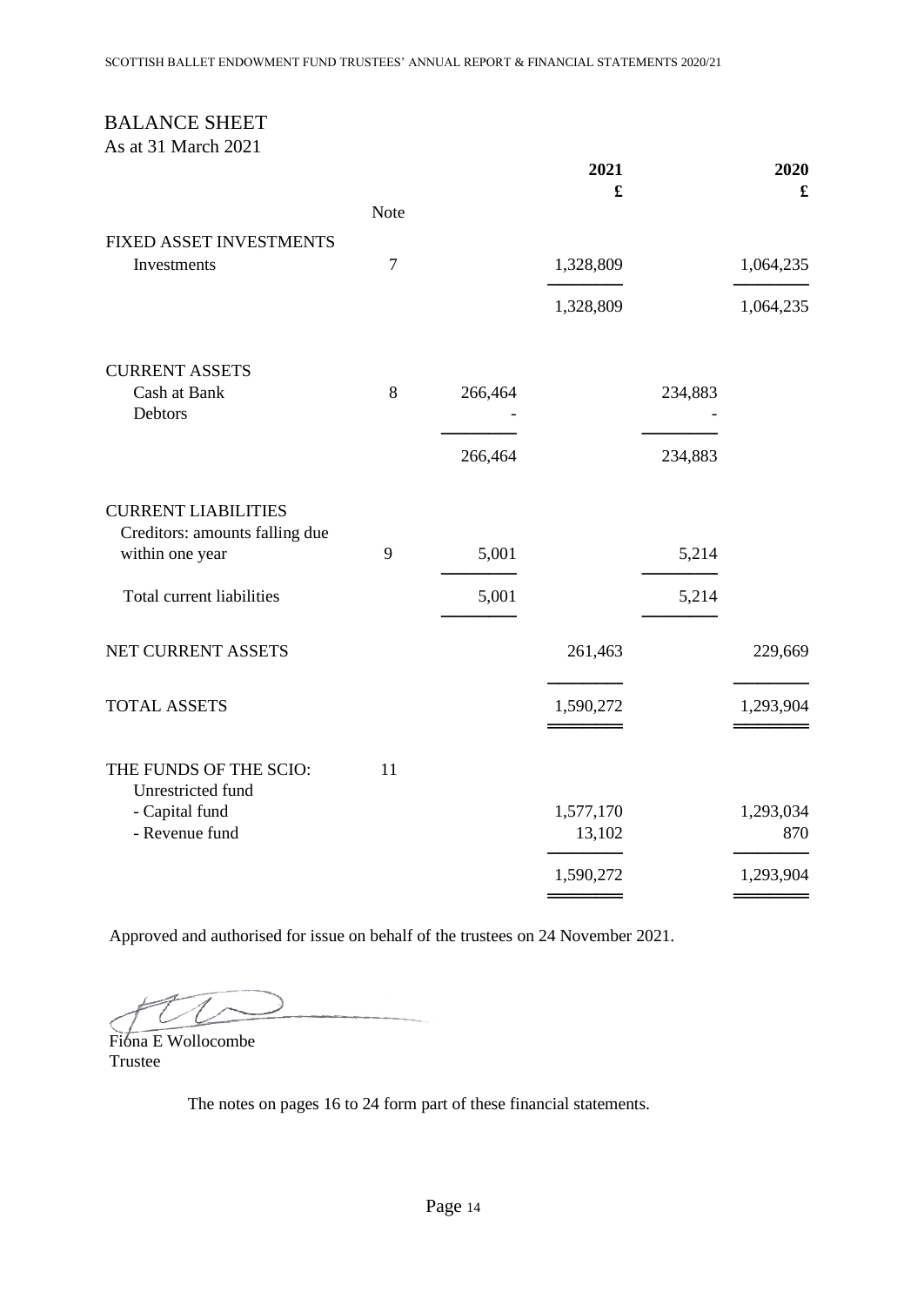## BALANCE SHEET

As at 31 March 2021

| | Note | | 2021 £ | | 2020 £ |
|---|---|---|---|---|---|
| **FIXED ASSET INVESTMENTS** | | | | | |
| Investments | 7 | | 1,328,809 | | 1,064,235 |
| | | | 1,328,809 | | 1,064,235 |
| **CURRENT ASSETS** | | | | | |
| Cash at Bank | 8 | 266,464 | | 234,883 | |
| Debtors | | - | | - | |
| | | 266,464 | | 234,883 | |
| **CURRENT LIABILITIES** | | | | | |
| Creditors: amounts falling due within one year | 9 | 5,001 | | 5,214 | |
| Total current liabilities | | 5,001 | | 5,214 | |
| **NET CURRENT ASSETS** | | | 261,463 | | 229,669 |
| **TOTAL ASSETS** | | | 1,590,272 | | 1,293,904 |
| **THE FUNDS OF THE SCIO:** | 11 | | | | |
| Unrestricted fund | | | | | |
| - Capital fund | | | 1,577,170 | | 1,293,034 |
| - Revenue fund | | | 13,102 | | 870 |
| | | | 1,590,272 | | 1,293,904 |

Approved and authorised for issue on behalf of the trustees on 24 November 2021.

Fiona E Wollocombe
Trustee

The notes on pages 16 to 24 form part of these financial statements.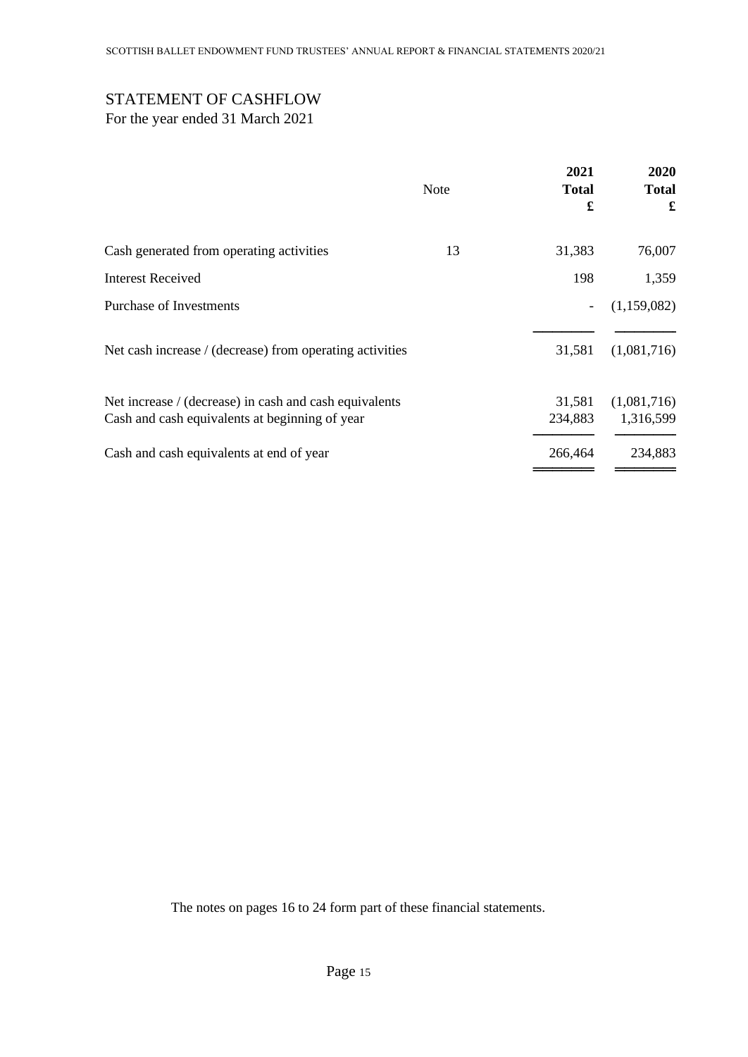# STATEMENT OF CASHFLOW

For the year ended 31 March 2021

| | Note | 2021 Total £ | 2020 Total £ |
|---|---|---|---|
| Cash generated from operating activities | 13 | 31,383 | 76,007 |
| Interest Received | | 198 | 1,359 |
| Purchase of Investments | | - | (1,159,082) |
| Net cash increase / (decrease) from operating activities | | 31,581 | (1,081,716) |
| Net increase / (decrease) in cash and cash equivalents | | 31,581 | (1,081,716) |
| Cash and cash equivalents at beginning of year | | 234,883 | 1,316,599 |
| Cash and cash equivalents at end of year | | 266,464 | 234,883 |

The notes on pages 16 to 24 form part of these financial statements.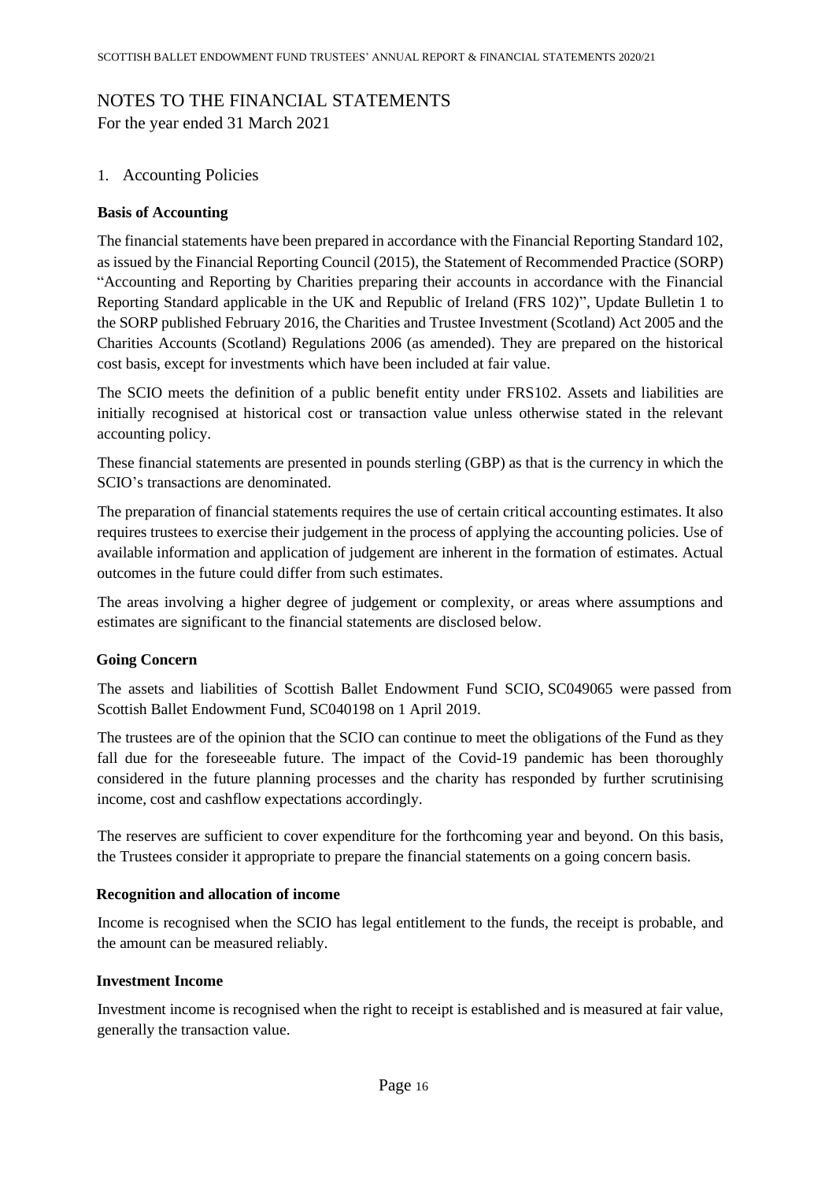# NOTES TO THE FINANCIAL STATEMENTS

For the year ended 31 March 2021

## 1. Accounting Policies

### Basis of Accounting

The financial statements have been prepared in accordance with the Financial Reporting Standard 102, as issued by the Financial Reporting Council (2015), the Statement of Recommended Practice (SORP) "Accounting and Reporting by Charities preparing their accounts in accordance with the Financial Reporting Standard applicable in the UK and Republic of Ireland (FRS 102)", Update Bulletin 1 to the SORP published February 2016, the Charities and Trustee Investment (Scotland) Act 2005 and the Charities Accounts (Scotland) Regulations 2006 (as amended). They are prepared on the historical cost basis, except for investments which have been included at fair value.

The SCIO meets the definition of a public benefit entity under FRS102. Assets and liabilities are initially recognised at historical cost or transaction value unless otherwise stated in the relevant accounting policy.

These financial statements are presented in pounds sterling (GBP) as that is the currency in which the SCIO's transactions are denominated.

The preparation of financial statements requires the use of certain critical accounting estimates. It also requires trustees to exercise their judgement in the process of applying the accounting policies. Use of available information and application of judgement are inherent in the formation of estimates. Actual outcomes in the future could differ from such estimates.

The areas involving a higher degree of judgement or complexity, or areas where assumptions and estimates are significant to the financial statements are disclosed below.

### Going Concern

The assets and liabilities of Scottish Ballet Endowment Fund SCIO, SC049065 were passed from Scottish Ballet Endowment Fund, SC040198 on 1 April 2019.

The trustees are of the opinion that the SCIO can continue to meet the obligations of the Fund as they fall due for the foreseeable future. The impact of the Covid-19 pandemic has been thoroughly considered in the future planning processes and the charity has responded by further scrutinising income, cost and cashflow expectations accordingly.

The reserves are sufficient to cover expenditure for the forthcoming year and beyond. On this basis, the Trustees consider it appropriate to prepare the financial statements on a going concern basis.

### Recognition and allocation of income

Income is recognised when the SCIO has legal entitlement to the funds, the receipt is probable, and the amount can be measured reliably.

### Investment Income

Investment income is recognised when the right to receipt is established and is measured at fair value, generally the transaction value.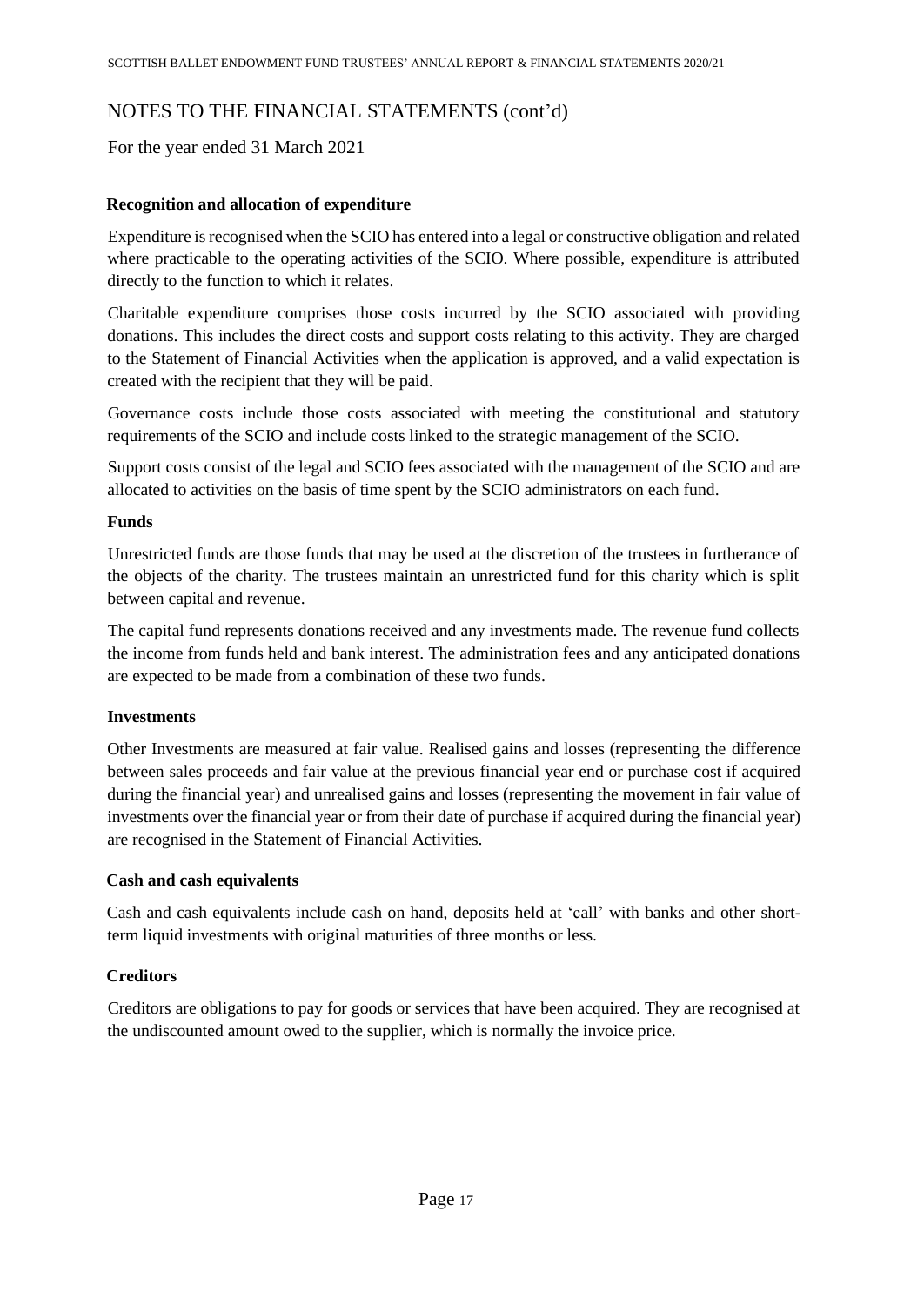# NOTES TO THE FINANCIAL STATEMENTS (cont'd)

For the year ended 31 March 2021

**Recognition and allocation of expenditure**

Expenditure is recognised when the SCIO has entered into a legal or constructive obligation and related where practicable to the operating activities of the SCIO. Where possible, expenditure is attributed directly to the function to which it relates.

Charitable expenditure comprises those costs incurred by the SCIO associated with providing donations. This includes the direct costs and support costs relating to this activity. They are charged to the Statement of Financial Activities when the application is approved, and a valid expectation is created with the recipient that they will be paid.

Governance costs include those costs associated with meeting the constitutional and statutory requirements of the SCIO and include costs linked to the strategic management of the SCIO.

Support costs consist of the legal and SCIO fees associated with the management of the SCIO and are allocated to activities on the basis of time spent by the SCIO administrators on each fund.

**Funds**

Unrestricted funds are those funds that may be used at the discretion of the trustees in furtherance of the objects of the charity. The trustees maintain an unrestricted fund for this charity which is split between capital and revenue.

The capital fund represents donations received and any investments made. The revenue fund collects the income from funds held and bank interest. The administration fees and any anticipated donations are expected to be made from a combination of these two funds.

**Investments**

Other Investments are measured at fair value. Realised gains and losses (representing the difference between sales proceeds and fair value at the previous financial year end or purchase cost if acquired during the financial year) and unrealised gains and losses (representing the movement in fair value of investments over the financial year or from their date of purchase if acquired during the financial year) are recognised in the Statement of Financial Activities.

**Cash and cash equivalents**

Cash and cash equivalents include cash on hand, deposits held at 'call' with banks and other short-term liquid investments with original maturities of three months or less.

**Creditors**

Creditors are obligations to pay for goods or services that have been acquired. They are recognised at the undiscounted amount owed to the supplier, which is normally the invoice price.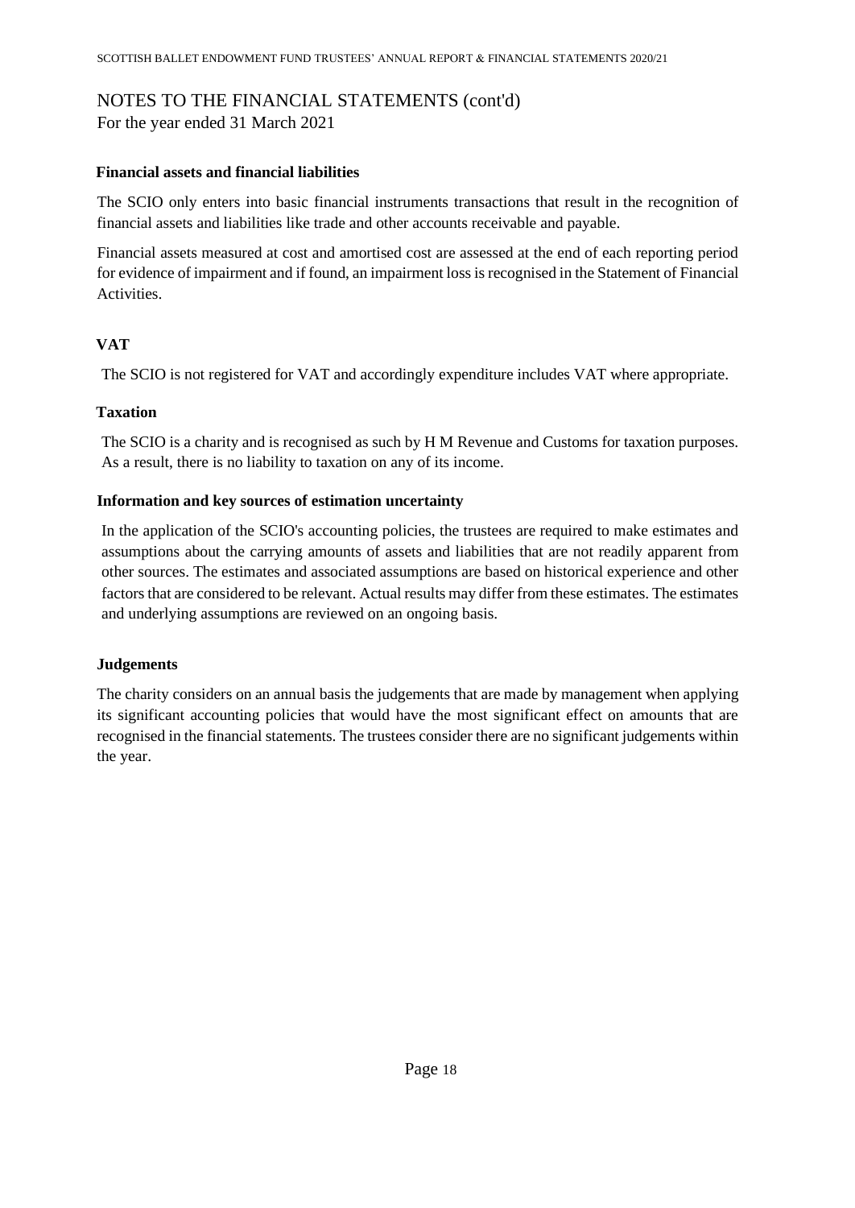# NOTES TO THE FINANCIAL STATEMENTS (cont'd)

For the year ended 31 March 2021

### Financial assets and financial liabilities

The SCIO only enters into basic financial instruments transactions that result in the recognition of financial assets and liabilities like trade and other accounts receivable and payable.

Financial assets measured at cost and amortised cost are assessed at the end of each reporting period for evidence of impairment and if found, an impairment loss is recognised in the Statement of Financial Activities.

### VAT

The SCIO is not registered for VAT and accordingly expenditure includes VAT where appropriate.

### Taxation

The SCIO is a charity and is recognised as such by H M Revenue and Customs for taxation purposes. As a result, there is no liability to taxation on any of its income.

### Information and key sources of estimation uncertainty

In the application of the SCIO's accounting policies, the trustees are required to make estimates and assumptions about the carrying amounts of assets and liabilities that are not readily apparent from other sources. The estimates and associated assumptions are based on historical experience and other factors that are considered to be relevant. Actual results may differ from these estimates. The estimates and underlying assumptions are reviewed on an ongoing basis.

### Judgements

The charity considers on an annual basis the judgements that are made by management when applying its significant accounting policies that would have the most significant effect on amounts that are recognised in the financial statements. The trustees consider there are no significant judgements within the year.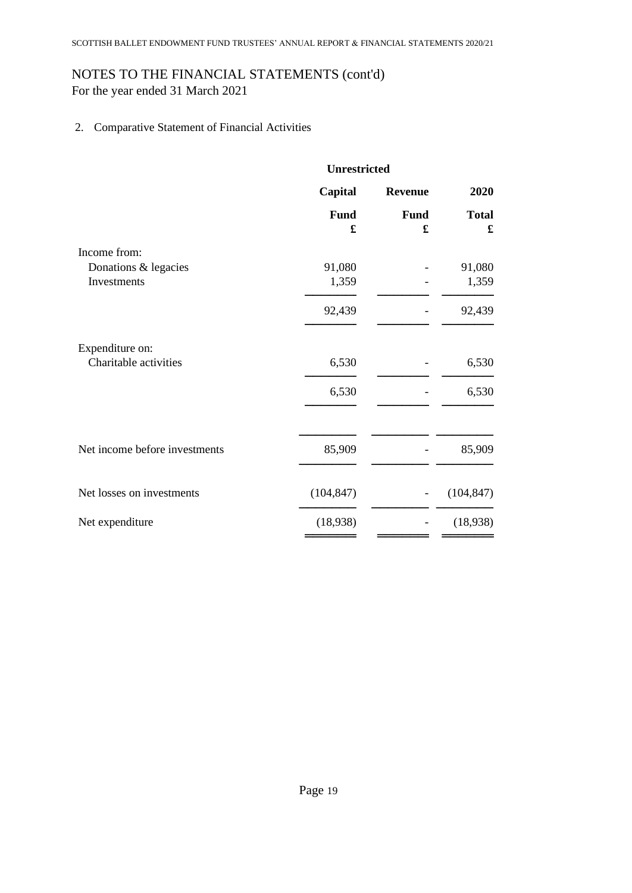# NOTES TO THE FINANCIAL STATEMENTS (cont'd)

For the year ended 31 March 2021

2. Comparative Statement of Financial Activities

| | Unrestricted | | |
|---|---|---|---|
| | Capital | Revenue | 2020 |
| | Fund<br>£ | Fund<br>£ | Total<br>£ |
| Income from: | | | |
| Donations & legacies | 91,080 | - | 91,080 |
| Investments | 1,359 | - | 1,359 |
| | 92,439 | - | 92,439 |
| Expenditure on: | | | |
| Charitable activities | 6,530 | - | 6,530 |
| | 6,530 | - | 6,530 |
| Net income before investments | 85,909 | - | 85,909 |
| Net losses on investments | (104,847) | - | (104,847) |
| Net expenditure | (18,938) | - | (18,938) |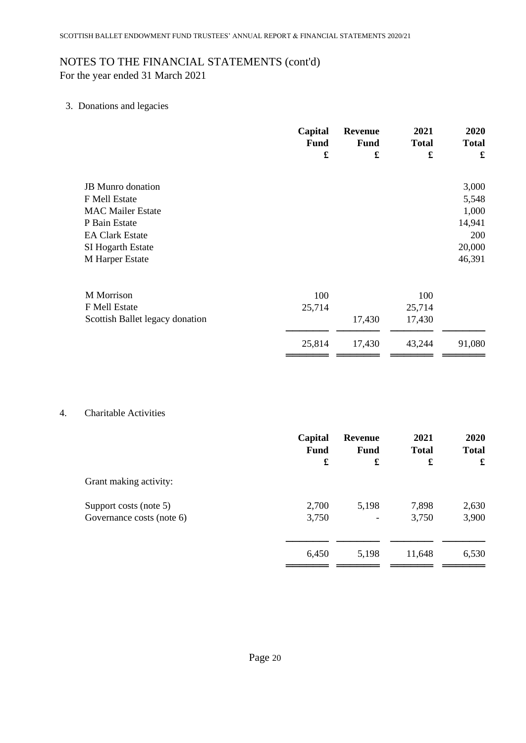# NOTES TO THE FINANCIAL STATEMENTS (cont'd)

For the year ended 31 March 2021

3. Donations and legacies

| | Capital Fund £ | Revenue Fund £ | 2021 Total £ | 2020 Total £ |
|---|---|---|---|---|
| JB Munro donation | | | | 3,000 |
| F Mell Estate | | | | 5,548 |
| MAC Mailer Estate | | | | 1,000 |
| P Bain Estate | | | | 14,941 |
| EA Clark Estate | | | | 200 |
| SI Hogarth Estate | | | | 20,000 |
| M Harper Estate | | | | 46,391 |
| M Morrison | 100 | | 100 | |
| F Mell Estate | 25,714 | | 25,714 | |
| Scottish Ballet legacy donation | | 17,430 | 17,430 | |
| | 25,814 | 17,430 | 43,244 | 91,080 |

4. Charitable Activities

| | Capital Fund £ | Revenue Fund £ | 2021 Total £ | 2020 Total £ |
|---|---|---|---|---|
| Grant making activity: | | | | |
| Support costs (note 5) | 2,700 | 5,198 | 7,898 | 2,630 |
| Governance costs (note 6) | 3,750 | - | 3,750 | 3,900 |
| | 6,450 | 5,198 | 11,648 | 6,530 |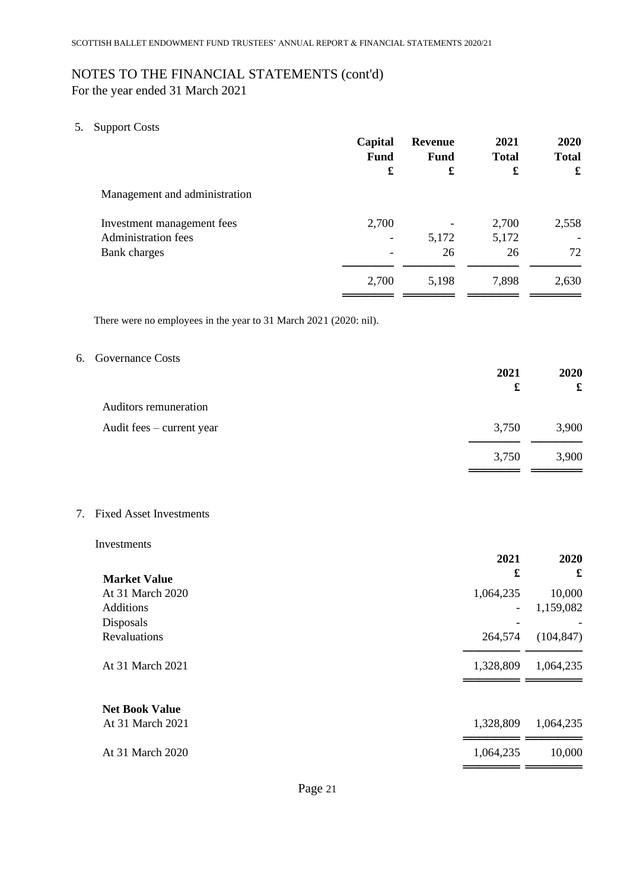# NOTES TO THE FINANCIAL STATEMENTS (cont'd)

For the year ended 31 March 2021

5. Support Costs

| | Capital Fund £ | Revenue Fund £ | 2021 Total £ | 2020 Total £ |
|---|---|---|---|---|
| Management and administration | | | | |
| Investment management fees | 2,700 | - | 2,700 | 2,558 |
| Administration fees | - | 5,172 | 5,172 | - |
| Bank charges | - | 26 | 26 | 72 |
| | 2,700 | 5,198 | 7,898 | 2,630 |

There were no employees in the year to 31 March 2021 (2020: nil).

6. Governance Costs

| | 2021 £ | 2020 £ |
|---|---|---|
| Auditors remuneration | | |
| Audit fees – current year | 3,750 | 3,900 |
| | 3,750 | 3,900 |

7. Fixed Asset Investments

Investments

| | 2021 £ | 2020 £ |
|---|---|---|
| **Market Value** | | |
| At 31 March 2020 | 1,064,235 | 10,000 |
| Additions | - | 1,159,082 |
| Disposals | - | - |
| Revaluations | 264,574 | (104,847) |
| At 31 March 2021 | 1,328,809 | 1,064,235 |
| **Net Book Value** | | |
| At 31 March 2021 | 1,328,809 | 1,064,235 |
| At 31 March 2020 | 1,064,235 | 10,000 |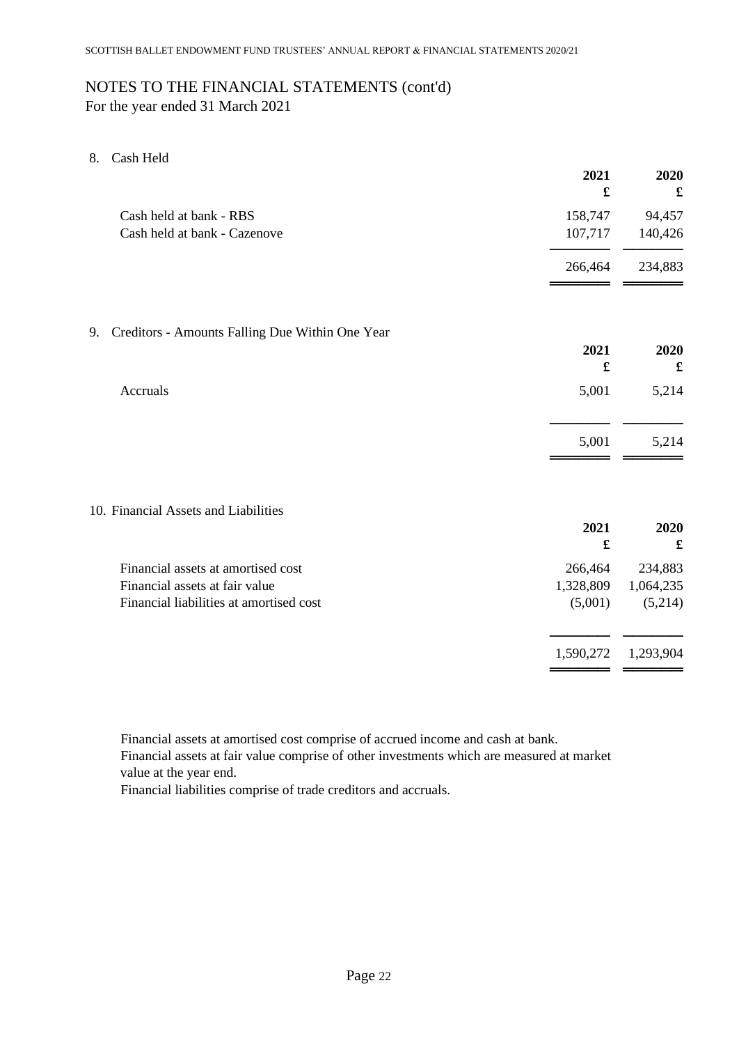# NOTES TO THE FINANCIAL STATEMENTS (cont'd)

For the year ended 31 March 2021

## 8. Cash Held

| | 2021 £ | 2020 £ |
|---|---|---|
| Cash held at bank - RBS | 158,747 | 94,457 |
| Cash held at bank - Cazenove | 107,717 | 140,426 |
| | 266,464 | 234,883 |

## 9. Creditors - Amounts Falling Due Within One Year

| | 2021 £ | 2020 £ |
|---|---|---|
| Accruals | 5,001 | 5,214 |
| | 5,001 | 5,214 |

## 10. Financial Assets and Liabilities

| | 2021 £ | 2020 £ |
|---|---|---|
| Financial assets at amortised cost | 266,464 | 234,883 |
| Financial assets at fair value | 1,328,809 | 1,064,235 |
| Financial liabilities at amortised cost | (5,001) | (5,214) |
| | 1,590,272 | 1,293,904 |

Financial assets at amortised cost comprise of accrued income and cash at bank.
Financial assets at fair value comprise of other investments which are measured at market value at the year end.
Financial liabilities comprise of trade creditors and accruals.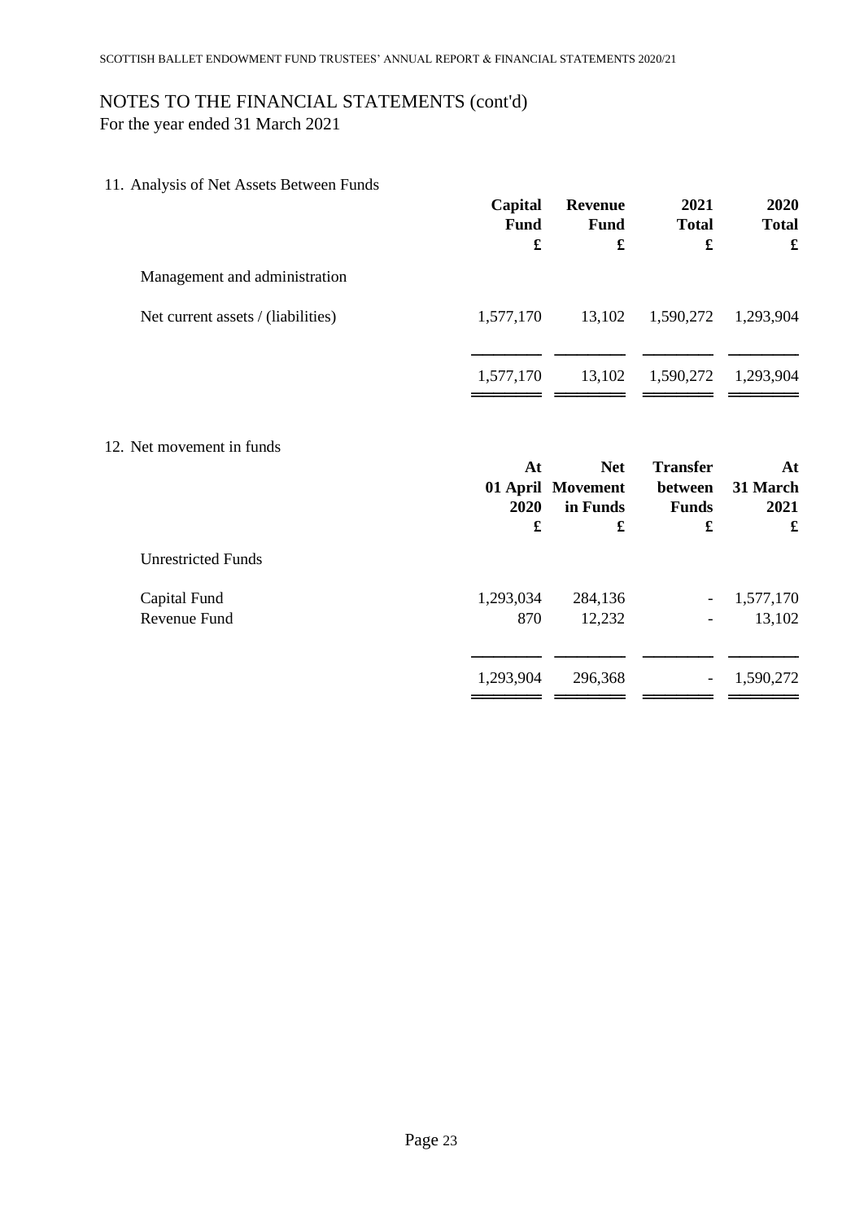# NOTES TO THE FINANCIAL STATEMENTS (cont'd)

For the year ended 31 March 2021

## 11. Analysis of Net Assets Between Funds

| | Capital Fund £ | Revenue Fund £ | 2021 Total £ | 2020 Total £ |
|---|---|---|---|---|
| Management and administration | | | | |
| Net current assets / (liabilities) | 1,577,170 | 13,102 | 1,590,272 | 1,293,904 |
| | 1,577,170 | 13,102 | 1,590,272 | 1,293,904 |

## 12. Net movement in funds

| | At 01 April 2020 £ | Net Movement in Funds £ | Transfer between Funds £ | At 31 March 2021 £ |
|---|---|---|---|---|
| Unrestricted Funds | | | | |
| Capital Fund | 1,293,034 | 284,136 | - | 1,577,170 |
| Revenue Fund | 870 | 12,232 | - | 13,102 |
| | 1,293,904 | 296,368 | - | 1,590,272 |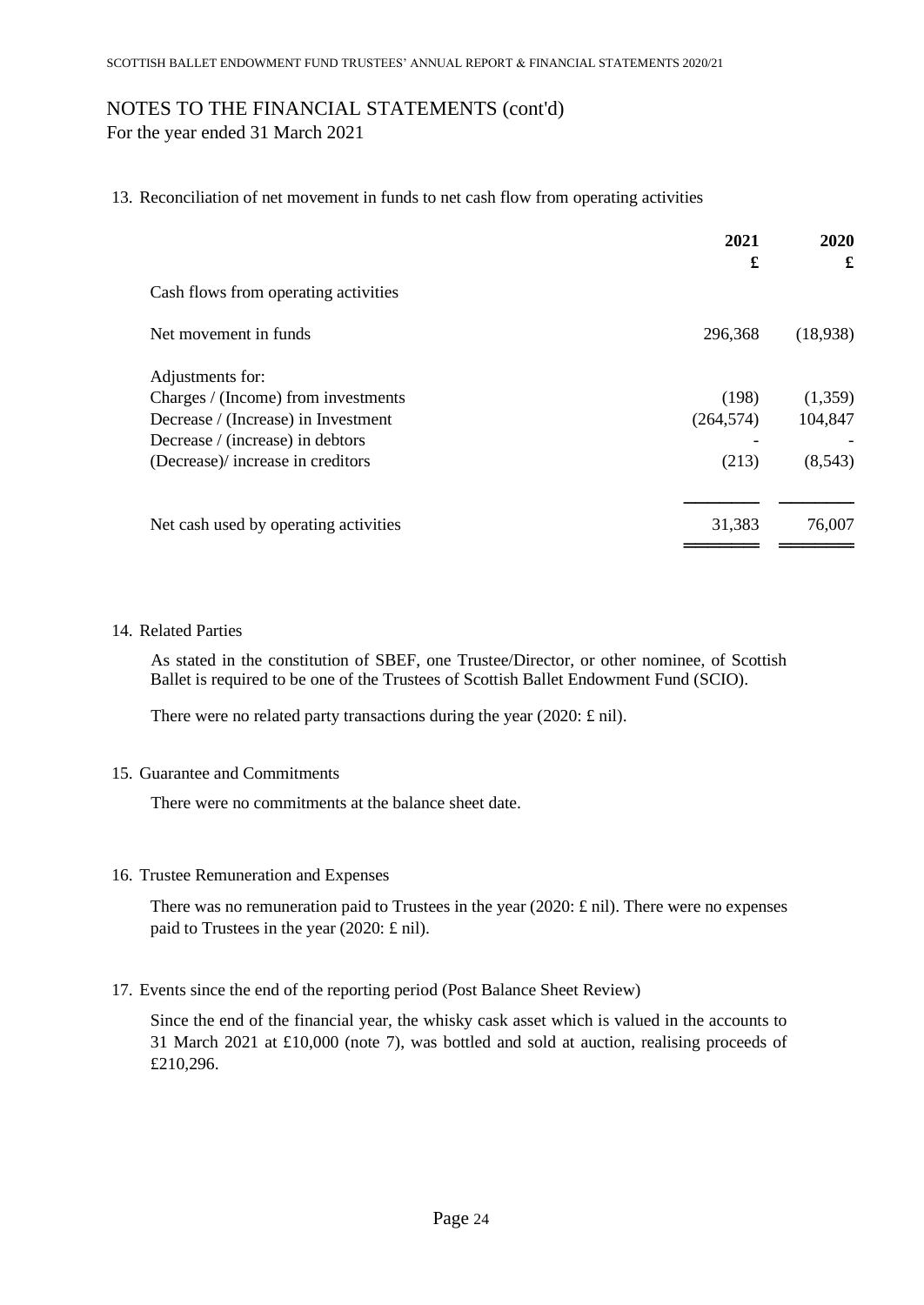# NOTES TO THE FINANCIAL STATEMENTS (cont'd)

For the year ended 31 March 2021

13. Reconciliation of net movement in funds to net cash flow from operating activities

| | 2021<br>£ | 2020<br>£ |
|---|---|---|
| Cash flows from operating activities | | |
| Net movement in funds | 296,368 | (18,938) |
| Adjustments for: | | |
| Charges / (Income) from investments | (198) | (1,359) |
| Decrease / (Increase) in Investment | (264,574) | 104,847 |
| Decrease / (increase) in debtors | - | - |
| (Decrease)/ increase in creditors | (213) | (8,543) |
| Net cash used by operating activities | 31,383 | 76,007 |

14. Related Parties

As stated in the constitution of SBEF, one Trustee/Director, or other nominee, of Scottish Ballet is required to be one of the Trustees of Scottish Ballet Endowment Fund (SCIO).

There were no related party transactions during the year (2020: £ nil).

15. Guarantee and Commitments

There were no commitments at the balance sheet date.

16. Trustee Remuneration and Expenses

There was no remuneration paid to Trustees in the year (2020: £ nil). There were no expenses paid to Trustees in the year (2020: £ nil).

17. Events since the end of the reporting period (Post Balance Sheet Review)

Since the end of the financial year, the whisky cask asset which is valued in the accounts to 31 March 2021 at £10,000 (note 7), was bottled and sold at auction, realising proceeds of £210,296.